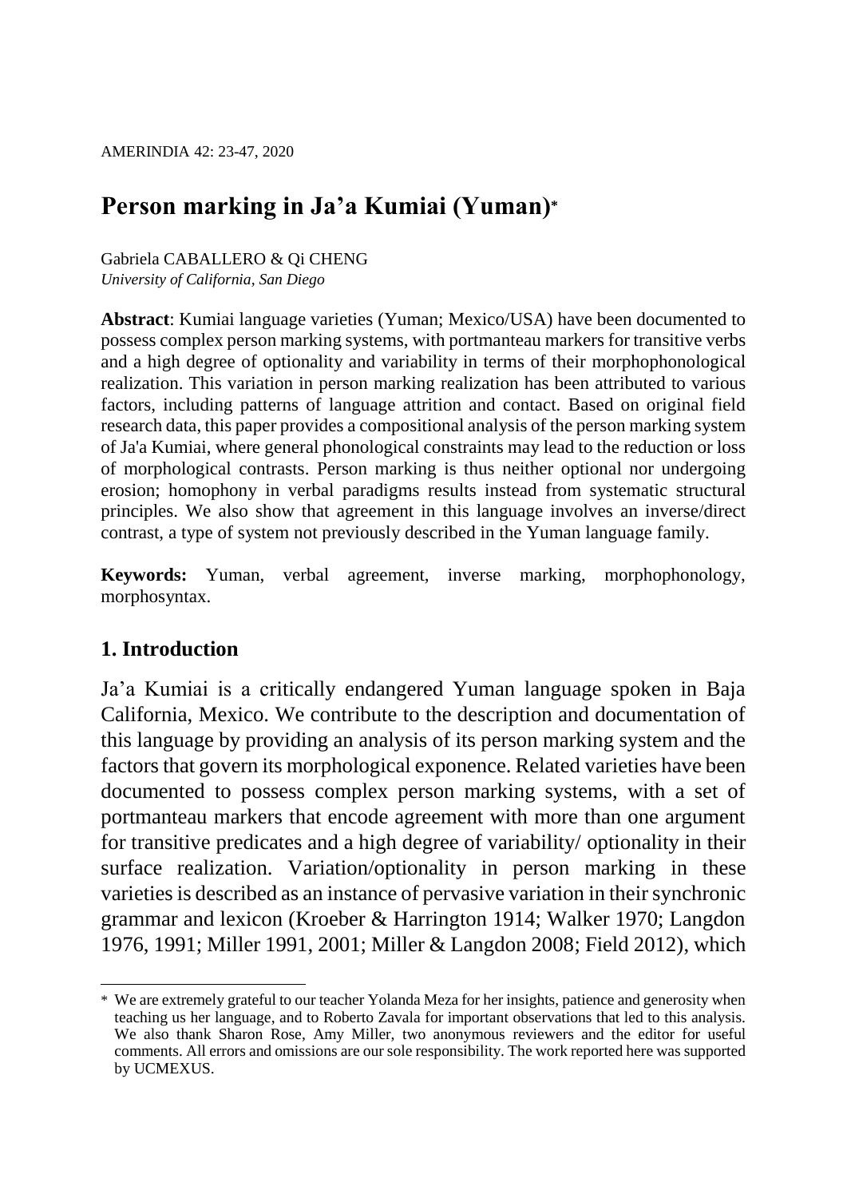# Person marking in Ja'a Kumiai (Yuman)*

Gabriela CABALLERO & Qi CHENG
*University of California, San Diego*

**Abstract**: Kumiai language varieties (Yuman; Mexico/USA) have been documented to possess complex person marking systems, with portmanteau markers for transitive verbs and a high degree of optionality and variability in terms of their morphophonological realization. This variation in person marking realization has been attributed to various factors, including patterns of language attrition and contact. Based on original field research data, this paper provides a compositional analysis of the person marking system of Ja'a Kumiai, where general phonological constraints may lead to the reduction or loss of morphological contrasts. Person marking is thus neither optional nor undergoing erosion; homophony in verbal paradigms results instead from systematic structural principles. We also show that agreement in this language involves an inverse/direct contrast, a type of system not previously described in the Yuman language family.

**Keywords:** Yuman, verbal agreement, inverse marking, morphophonology, morphosyntax.

## 1. Introduction

Ja'a Kumiai is a critically endangered Yuman language spoken in Baja California, Mexico. We contribute to the description and documentation of this language by providing an analysis of its person marking system and the factors that govern its morphological exponence. Related varieties have been documented to possess complex person marking systems, with a set of portmanteau markers that encode agreement with more than one argument for transitive predicates and a high degree of variability/ optionality in their surface realization. Variation/optionality in person marking in these varieties is described as an instance of pervasive variation in their synchronic grammar and lexicon (Kroeber & Harrington 1914; Walker 1970; Langdon 1976, 1991; Miller 1991, 2001; Miller & Langdon 2008; Field 2012), which

\* We are extremely grateful to our teacher Yolanda Meza for her insights, patience and generosity when teaching us her language, and to Roberto Zavala for important observations that led to this analysis. We also thank Sharon Rose, Amy Miller, two anonymous reviewers and the editor for useful comments. All errors and omissions are our sole responsibility. The work reported here was supported by UCMEXUS.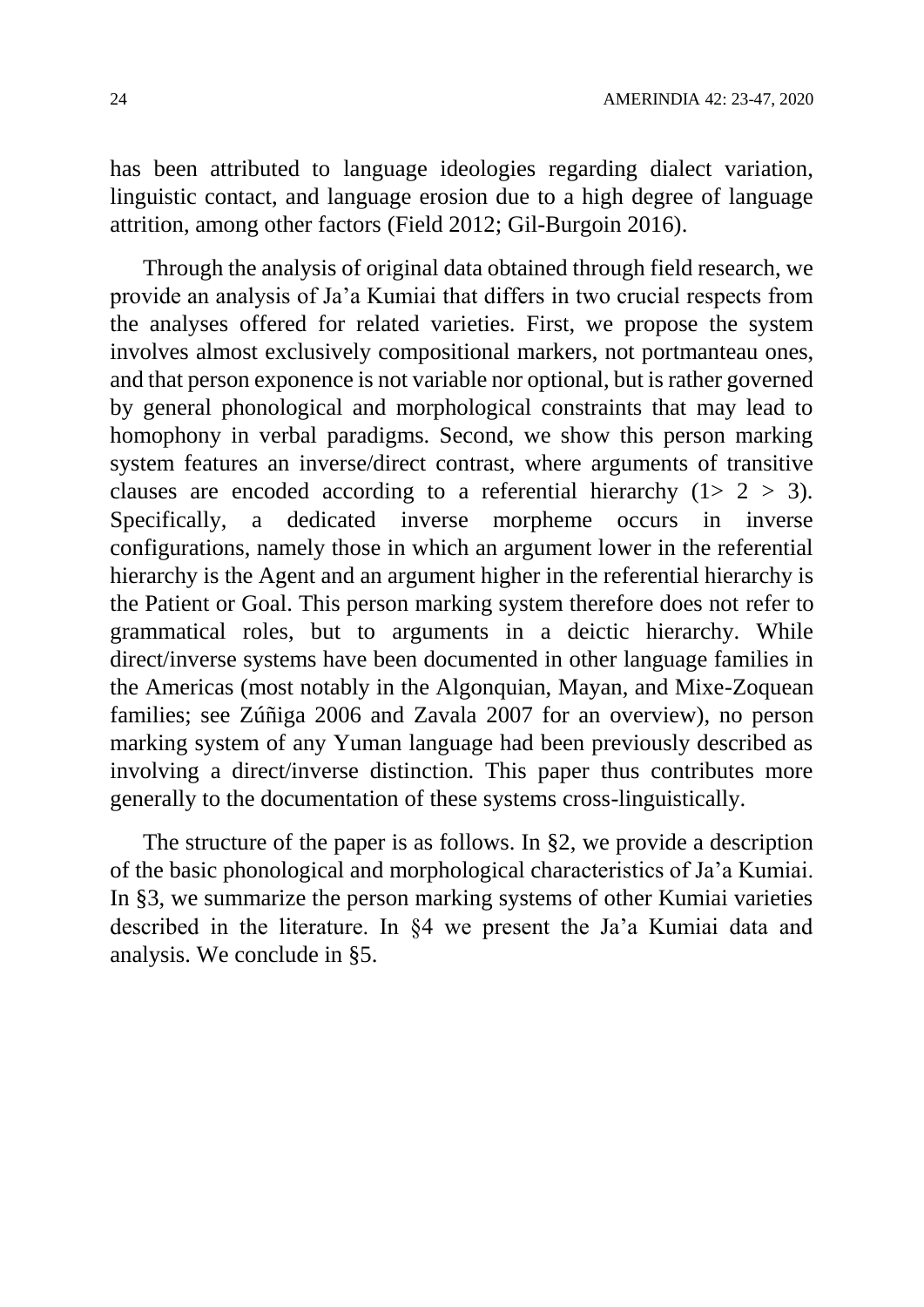has been attributed to language ideologies regarding dialect variation, linguistic contact, and language erosion due to a high degree of language attrition, among other factors (Field 2012; Gil-Burgoin 2016).

Through the analysis of original data obtained through field research, we provide an analysis of Ja'a Kumiai that differs in two crucial respects from the analyses offered for related varieties. First, we propose the system involves almost exclusively compositional markers, not portmanteau ones, and that person exponence is not variable nor optional, but is rather governed by general phonological and morphological constraints that may lead to homophony in verbal paradigms. Second, we show this person marking system features an inverse/direct contrast, where arguments of transitive clauses are encoded according to a referential hierarchy (1> 2 > 3). Specifically, a dedicated inverse morpheme occurs in inverse configurations, namely those in which an argument lower in the referential hierarchy is the Agent and an argument higher in the referential hierarchy is the Patient or Goal. This person marking system therefore does not refer to grammatical roles, but to arguments in a deictic hierarchy. While direct/inverse systems have been documented in other language families in the Americas (most notably in the Algonquian, Mayan, and Mixe-Zoquean families; see Zúñiga 2006 and Zavala 2007 for an overview), no person marking system of any Yuman language had been previously described as involving a direct/inverse distinction. This paper thus contributes more generally to the documentation of these systems cross-linguistically.

The structure of the paper is as follows. In §2, we provide a description of the basic phonological and morphological characteristics of Ja'a Kumiai. In §3, we summarize the person marking systems of other Kumiai varieties described in the literature. In §4 we present the Ja'a Kumiai data and analysis. We conclude in §5.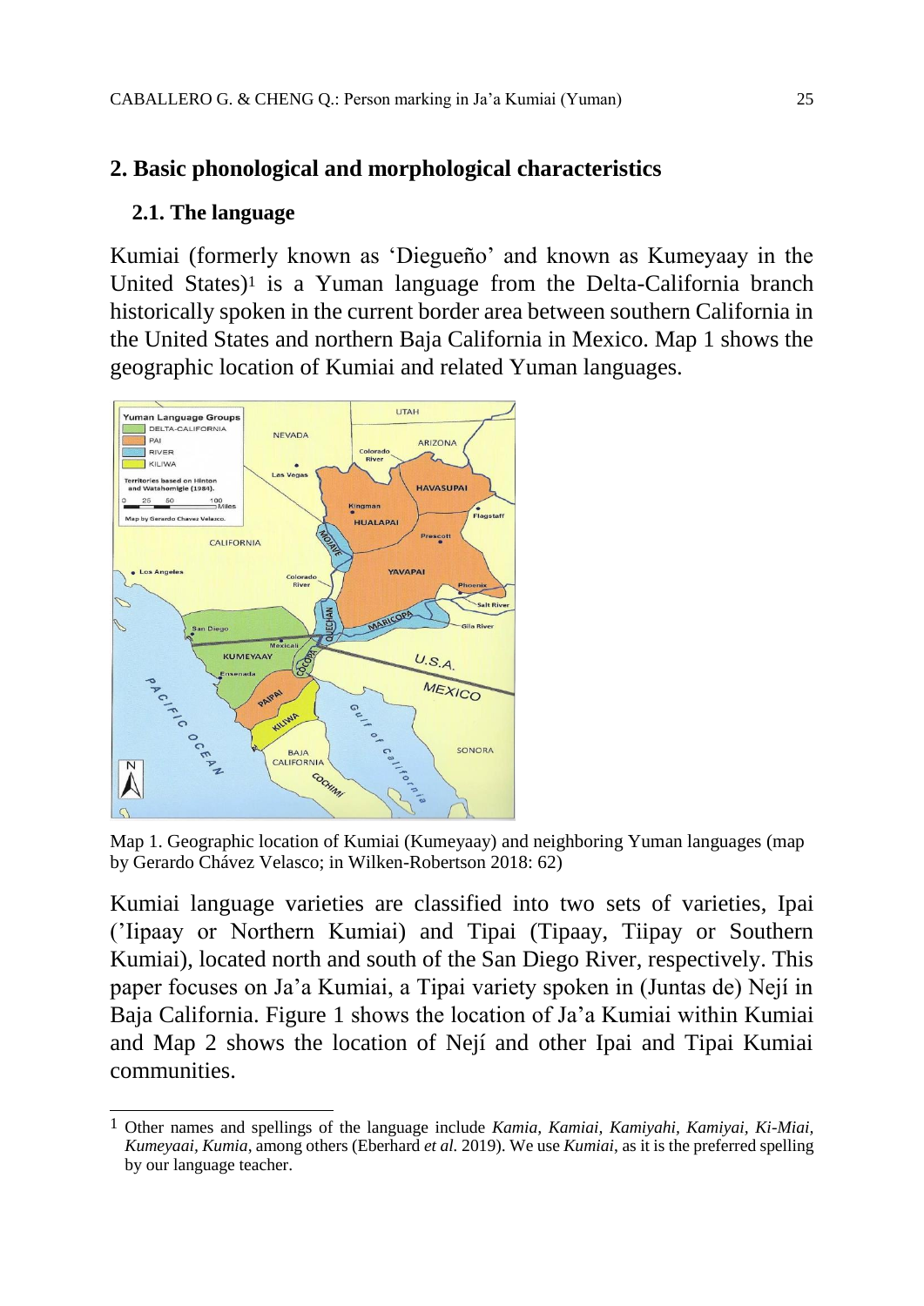## 2. Basic phonological and morphological characteristics

### 2.1. The language

Kumiai (formerly known as 'Diegueño' and known as Kumeyaay in the United States)[1] is a Yuman language from the Delta-California branch historically spoken in the current border area between southern California in the United States and northern Baja California in Mexico. Map 1 shows the geographic location of Kumiai and related Yuman languages.

Map 1. Geographic location of Kumiai (Kumeyaay) and neighboring Yuman languages (map by Gerardo Chávez Velasco; in Wilken-Robertson 2018: 62)

Kumiai language varieties are classified into two sets of varieties, Ipai ('Iipaay or Northern Kumiai) and Tipai (Tipaay, Tiipay or Southern Kumiai), located north and south of the San Diego River, respectively. This paper focuses on Ja'a Kumiai, a Tipai variety spoken in (Juntas de) Nejí in Baja California. Figure 1 shows the location of Ja'a Kumiai within Kumiai and Map 2 shows the location of Nejí and other Ipai and Tipai Kumiai communities.

---

[1] Other names and spellings of the language include *Kamia, Kamiai, Kamiyahi, Kamiyai, Ki-Miai, Kumeyaai, Kumia*, among others (Eberhard *et al.* 2019). We use *Kumiai*, as it is the preferred spelling by our language teacher.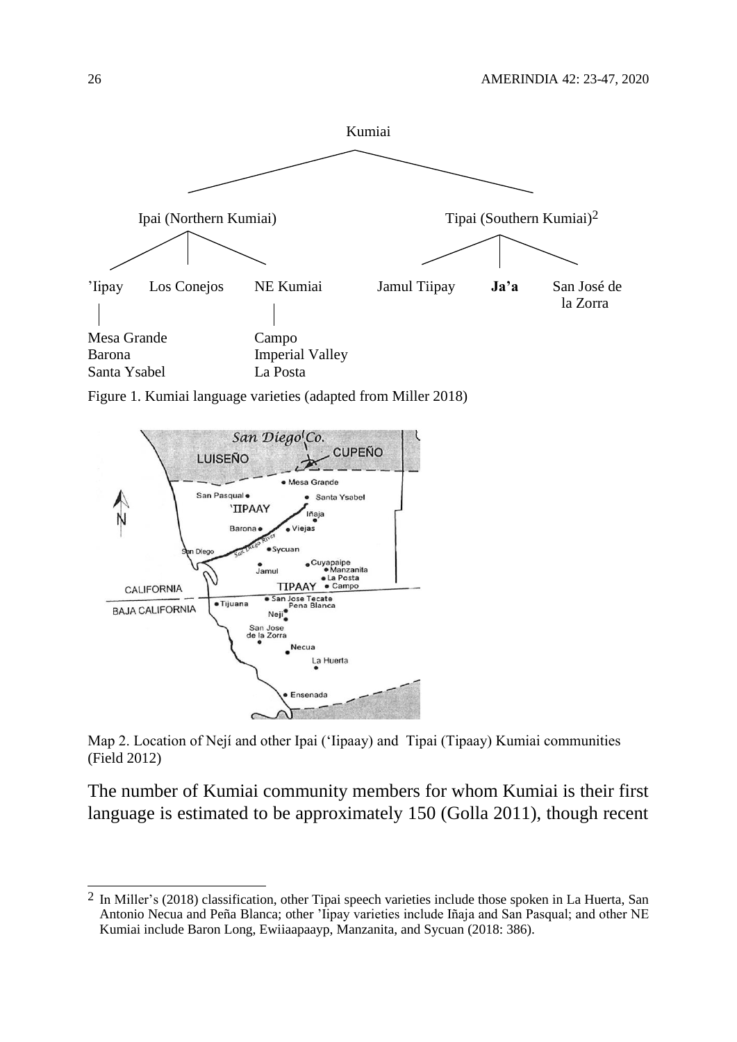Kumiai

Ipai (Northern Kumiai)

- ’Iipay
  - Mesa Grande
  - Barona
  - Santa Ysabel
- Los Conejos
- NE Kumiai
  - Campo
  - Imperial Valley
  - La Posta

Tipai (Southern Kumiai)[2]

- Jamul Tiipay
- **Ja’a**
- San José de la Zorra

Figure 1. Kumiai language varieties (adapted from Miller 2018)

Map 2. Location of Nejí and other Ipai (‘Iipaay) and Tipai (Tipaay) Kumiai communities (Field 2012)

The number of Kumiai community members for whom Kumiai is their first language is estimated to be approximately 150 (Golla 2011), though recent

---

[2] In Miller’s (2018) classification, other Tipai speech varieties include those spoken in La Huerta, San Antonio Necua and Peña Blanca; other ’Iipay varieties include Iñaja and San Pasqual; and other NE Kumiai include Baron Long, Ewiiaapaayp, Manzanita, and Sycuan (2018: 386).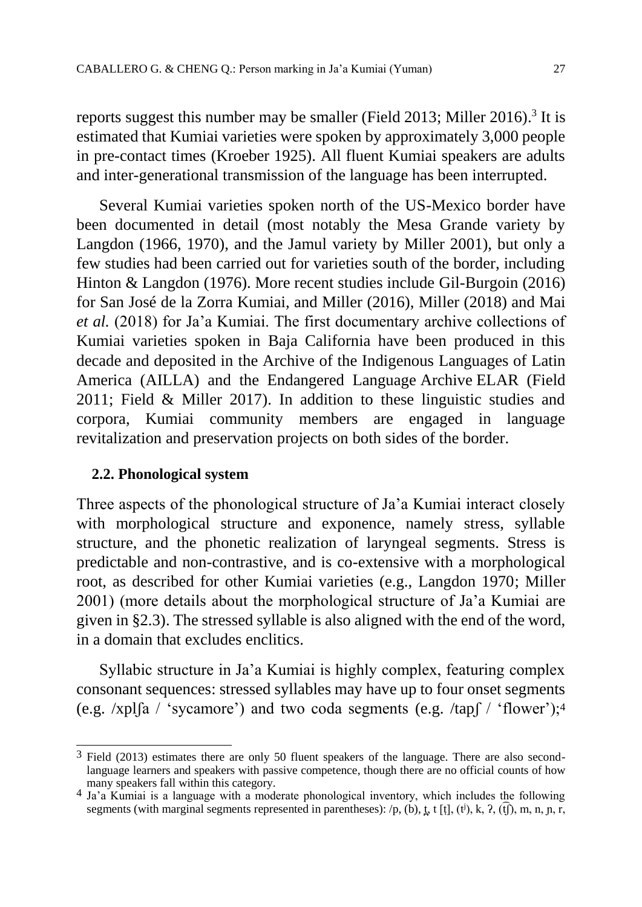reports suggest this number may be smaller (Field 2013; Miller 2016).[3] It is estimated that Kumiai varieties were spoken by approximately 3,000 people in pre-contact times (Kroeber 1925). All fluent Kumiai speakers are adults and inter-generational transmission of the language has been interrupted.

Several Kumiai varieties spoken north of the US-Mexico border have been documented in detail (most notably the Mesa Grande variety by Langdon (1966, 1970), and the Jamul variety by Miller 2001), but only a few studies had been carried out for varieties south of the border, including Hinton & Langdon (1976). More recent studies include Gil-Burgoin (2016) for San José de la Zorra Kumiai, and Miller (2016), Miller (2018) and Mai *et al.* (2018) for Ja'a Kumiai. The first documentary archive collections of Kumiai varieties spoken in Baja California have been produced in this decade and deposited in the Archive of the Indigenous Languages of Latin America (AILLA) and the Endangered Language Archive ELAR (Field 2011; Field & Miller 2017). In addition to these linguistic studies and corpora, Kumiai community members are engaged in language revitalization and preservation projects on both sides of the border.

### 2.2. Phonological system

Three aspects of the phonological structure of Ja'a Kumiai interact closely with morphological structure and exponence, namely stress, syllable structure, and the phonetic realization of laryngeal segments. Stress is predictable and non-contrastive, and is co-extensive with a morphological root, as described for other Kumiai varieties (e.g., Langdon 1970; Miller 2001) (more details about the morphological structure of Ja'a Kumiai are given in §2.3). The stressed syllable is also aligned with the end of the word, in a domain that excludes enclitics.

Syllabic structure in Ja'a Kumiai is highly complex, featuring complex consonant sequences: stressed syllables may have up to four onset segments (e.g. /xpl̥ʃa / 'sycamore') and two coda segments (e.g. /tapʃ / 'flower');[4]

---

[3] Field (2013) estimates there are only 50 fluent speakers of the language. There are also second-language learners and speakers with passive competence, though there are no official counts of how many speakers fall within this category.

[4] Ja'a Kumiai is a language with a moderate phonological inventory, which includes the following segments (with marginal segments represented in parentheses): /p, (b), t̪, t [ʈ], (tʲ), k, ʔ, (t͡ʃ), m, n, ɲ, r,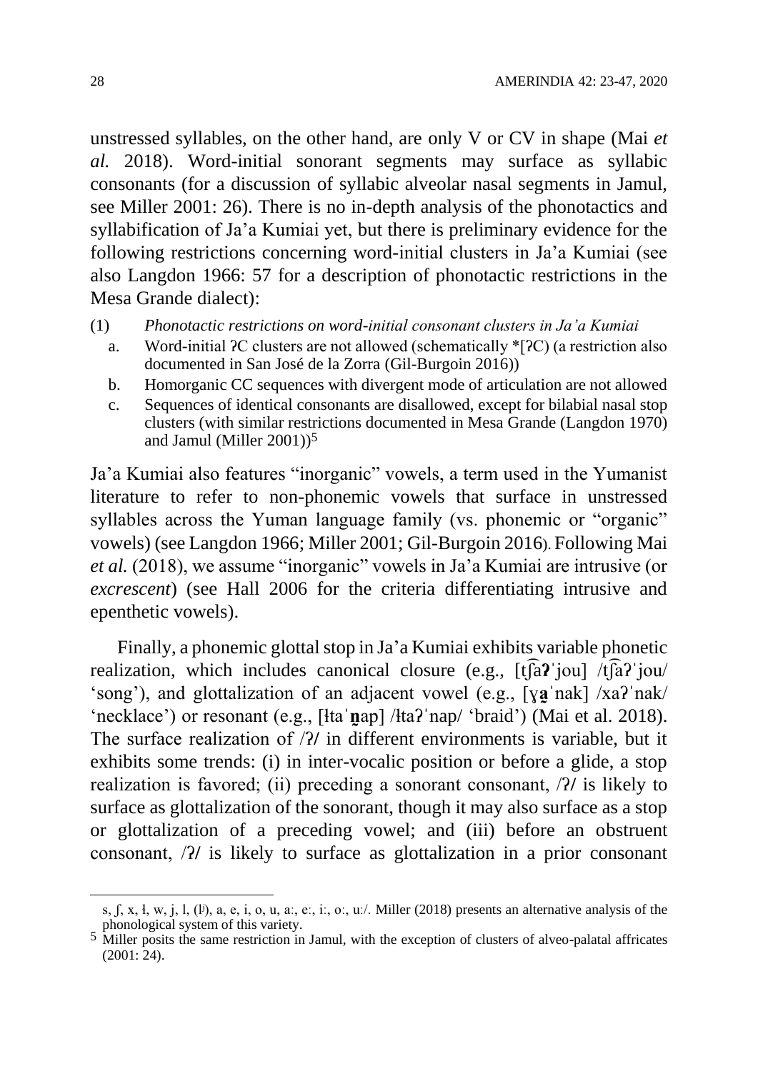unstressed syllables, on the other hand, are only V or CV in shape (Mai *et al.* 2018). Word-initial sonorant segments may surface as syllabic consonants (for a discussion of syllabic alveolar nasal segments in Jamul, see Miller 2001: 26). There is no in-depth analysis of the phonotactics and syllabification of Ja'a Kumiai yet, but there is preliminary evidence for the following restrictions concerning word-initial clusters in Ja'a Kumiai (see also Langdon 1966: 57 for a description of phonotactic restrictions in the Mesa Grande dialect):

(1) *Phonotactic restrictions on word-initial consonant clusters in Ja'a Kumiai*

  a. Word-initial ʔC clusters are not allowed (schematically *[ʔC) (a restriction also documented in San José de la Zorra (Gil-Burgoin 2016))
  b. Homorganic CC sequences with divergent mode of articulation are not allowed
  c. Sequences of identical consonants are disallowed, except for bilabial nasal stop clusters (with similar restrictions documented in Mesa Grande (Langdon 1970) and Jamul (Miller 2001))[5]

Ja'a Kumiai also features "inorganic" vowels, a term used in the Yumanist literature to refer to non-phonemic vowels that surface in unstressed syllables across the Yuman language family (vs. phonemic or "organic" vowels) (see Langdon 1966; Miller 2001; Gil-Burgoin 2016). Following Mai *et al.* (2018), we assume "inorganic" vowels in Ja'a Kumiai are intrusive (or *excrescent*) (see Hall 2006 for the criteria differentiating intrusive and epenthetic vowels).

Finally, a phonemic glottal stop in Ja'a Kumiai exhibits variable phonetic realization, which includes canonical closure (e.g., [t͡ʃa**ʔ**ˈjou] /t͡ʃaʔˈjou/ 'song'), and glottalization of an adjacent vowel (e.g., [ɣ**a̰**ˈnak] /xaʔˈnak/ 'necklace') or resonant (e.g., [ɬtaˈ**n̰**ap] /ɬtaʔˈnap/ 'braid') (Mai et al. 2018). The surface realization of /ʔ/ in different environments is variable, but it exhibits some trends: (i) in inter-vocalic position or before a glide, a stop realization is favored; (ii) preceding a sonorant consonant, /ʔ/ is likely to surface as glottalization of the sonorant, though it may also surface as a stop or glottalization of a preceding vowel; and (iii) before an obstruent consonant, /ʔ/ is likely to surface as glottalization in a prior consonant

---

s, ʃ, x, ɬ, w, j, l, (lʲ), a, e, i, o, u, aː, eː, iː, oː, uː/. Miller (2018) presents an alternative analysis of the phonological system of this variety.

[5] Miller posits the same restriction in Jamul, with the exception of clusters of alveo-palatal affricates (2001: 24).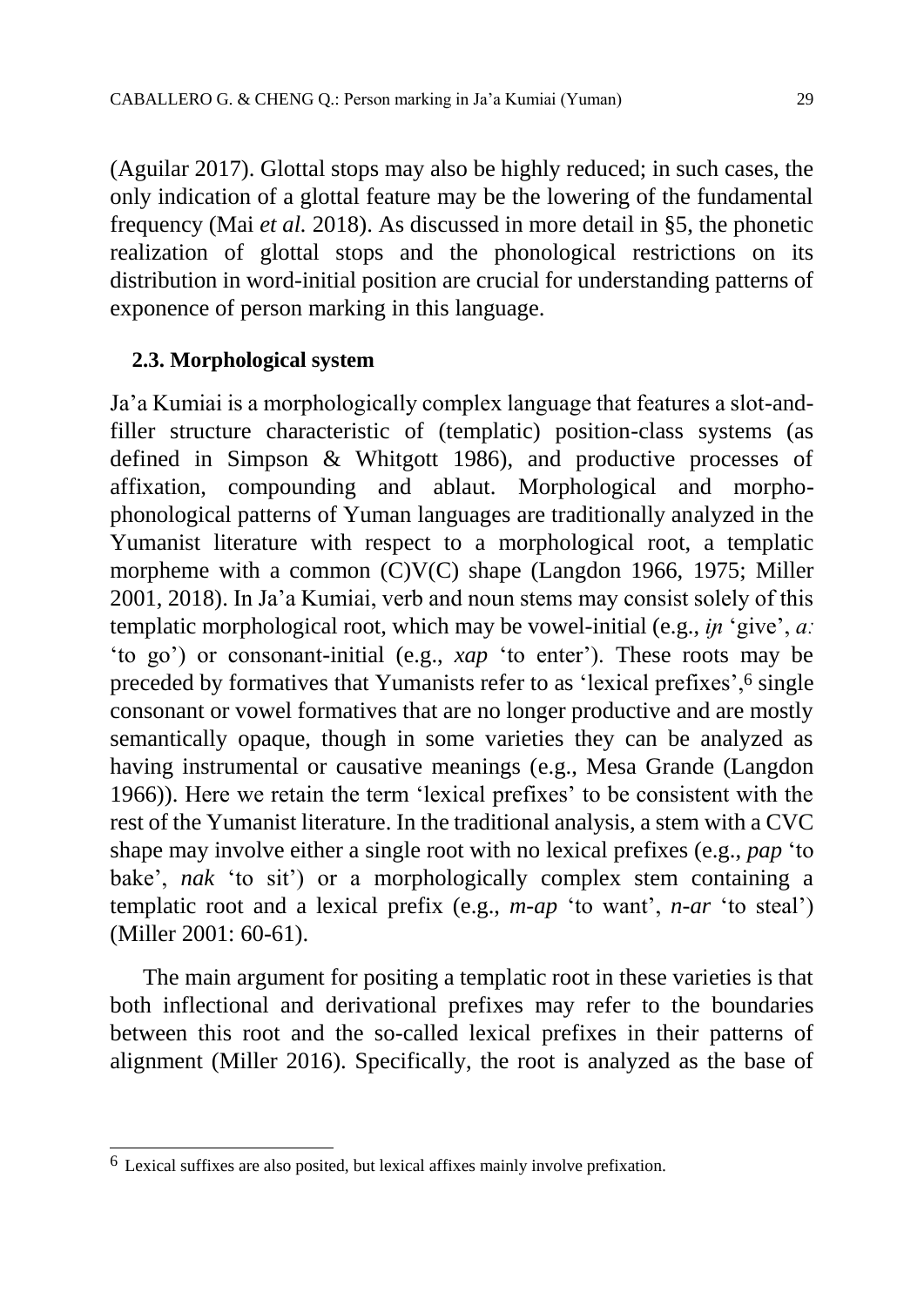(Aguilar 2017). Glottal stops may also be highly reduced; in such cases, the only indication of a glottal feature may be the lowering of the fundamental frequency (Mai *et al.* 2018). As discussed in more detail in §5, the phonetic realization of glottal stops and the phonological restrictions on its distribution in word-initial position are crucial for understanding patterns of exponence of person marking in this language.

### 2.3. Morphological system

Ja'a Kumiai is a morphologically complex language that features a slot-and-filler structure characteristic of (templatic) position-class systems (as defined in Simpson & Whitgott 1986), and productive processes of affixation, compounding and ablaut. Morphological and morpho-phonological patterns of Yuman languages are traditionally analyzed in the Yumanist literature with respect to a morphological root, a templatic morpheme with a common (C)V(C) shape (Langdon 1966, 1975; Miller 2001, 2018). In Ja'a Kumiai, verb and noun stems may consist solely of this templatic morphological root, which may be vowel-initial (e.g., *i̥ɲ* 'give', *aː* 'to go') or consonant-initial (e.g., *xap* 'to enter'). These roots may be preceded by formatives that Yumanists refer to as 'lexical prefixes',[6] single consonant or vowel formatives that are no longer productive and are mostly semantically opaque, though in some varieties they can be analyzed as having instrumental or causative meanings (e.g., Mesa Grande (Langdon 1966)). Here we retain the term 'lexical prefixes' to be consistent with the rest of the Yumanist literature. In the traditional analysis, a stem with a CVC shape may involve either a single root with no lexical prefixes (e.g., *pap* 'to bake', *nak* 'to sit') or a morphologically complex stem containing a templatic root and a lexical prefix (e.g., *m-ap* 'to want', *n-ar* 'to steal') (Miller 2001: 60-61).

The main argument for positing a templatic root in these varieties is that both inflectional and derivational prefixes may refer to the boundaries between this root and the so-called lexical prefixes in their patterns of alignment (Miller 2016). Specifically, the root is analyzed as the base of

---

[6] Lexical suffixes are also posited, but lexical affixes mainly involve prefixation.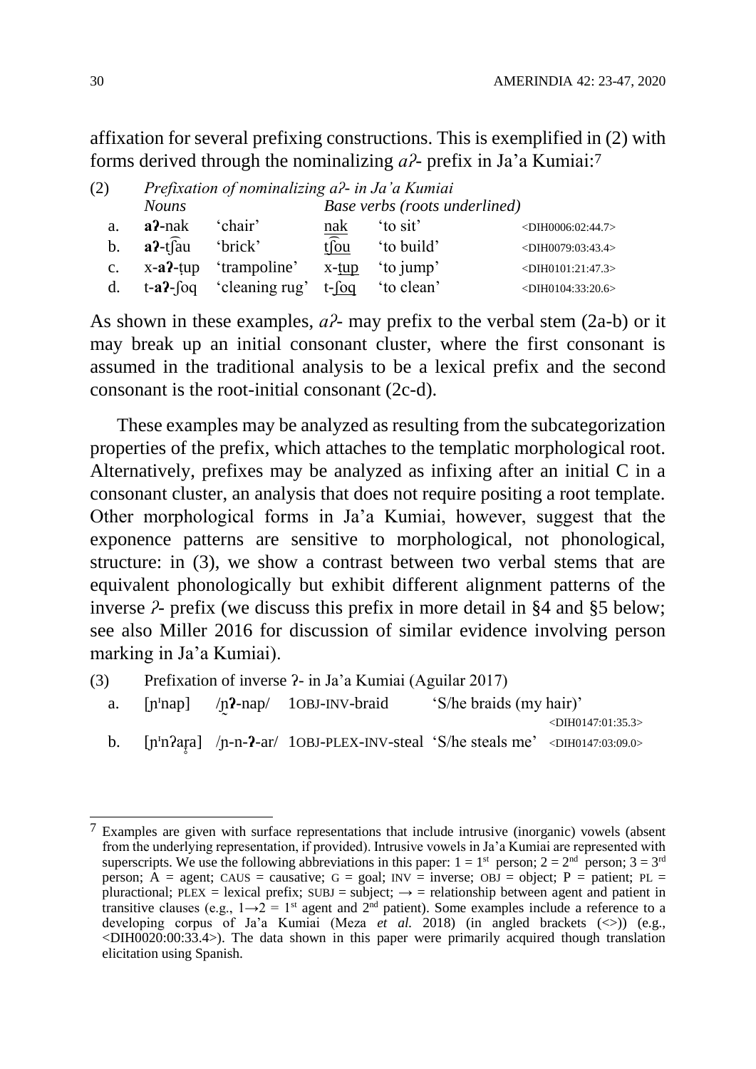affixation for several prefixing constructions. This is exemplified in (2) with forms derived through the nominalizing *aʔ*- prefix in Ja'a Kumiai:[7]

(2) *Prefixation of nominalizing aʔ- in Ja'a Kumiai*

| | *Nouns* | | *Base verbs (roots underlined)* | | |
|---|---|---|---|---|---|
| a. | **aʔ**-nak | 'chair' | <u>nak</u> | 'to sit' | <DIH0006:02:44.7> |
| b. | **aʔ**-t͡ʃau | 'brick' | <u>t͡ʃou</u> | 'to build' | <DIH0079:03:43.4> |
| c. | x-**aʔ**-t̪up | 'trampoline' | x-<u>t̪up</u> | 'to jump' | <DIH0101:21:47.3> |
| d. | t-**aʔ**-ʃoq | 'cleaning rug' | t-<u>ʃoq</u> | 'to clean' | <DIH0104:33:20.6> |

As shown in these examples, *aʔ*- may prefix to the verbal stem (2a-b) or it may break up an initial consonant cluster, where the first consonant is assumed in the traditional analysis to be a lexical prefix and the second consonant is the root-initial consonant (2c-d).

These examples may be analyzed as resulting from the subcategorization properties of the prefix, which attaches to the templatic morphological root. Alternatively, prefixes may be analyzed as infixing after an initial C in a consonant cluster, an analysis that does not require positing a root template. Other morphological forms in Ja'a Kumiai, however, suggest that the exponence patterns are sensitive to morphological, not phonological, structure: in (3), we show a contrast between two verbal stems that are equivalent phonologically but exhibit different alignment patterns of the inverse *ʔ*- prefix (we discuss this prefix in more detail in §4 and §5 below; see also Miller 2016 for discussion of similar evidence involving person marking in Ja'a Kumiai).

(3) Prefixation of inverse ʔ- in Ja'a Kumiai (Aguilar 2017)

| | | | | | |
|---|---|---|---|---|---|
| a. | [ɲⁱnap] | /ɲ̰**ʔ**-nap/ | 1OBJ-INV-braid | 'S/he braids (my hair)' | <DIH0147:01:35.3> |
| b. | [ɲⁱnʔar̥a] | /ɲ-n-**ʔ**-ar/ | 1OBJ-PLEX-INV-steal | 'S/he steals me' | <DIH0147:03:09.0> |

---

[7] Examples are given with surface representations that include intrusive (inorganic) vowels (absent from the underlying representation, if provided). Intrusive vowels in Ja'a Kumiai are represented with superscripts. We use the following abbreviations in this paper: 1 = 1st person; 2 = 2nd person; 3 = 3rd person; A = agent; CAUS = causative; G = goal; INV = inverse; OBJ = object; P = patient; PL = pluractional; PLEX = lexical prefix; SUBJ = subject; → = relationship between agent and patient in transitive clauses (e.g., 1→2 = 1st agent and 2nd patient). Some examples include a reference to a developing corpus of Ja'a Kumiai (Meza *et al.* 2018) (in angled brackets (<>)) (e.g., <DIH0020:00:33.4>). The data shown in this paper were primarily acquired though translation elicitation using Spanish.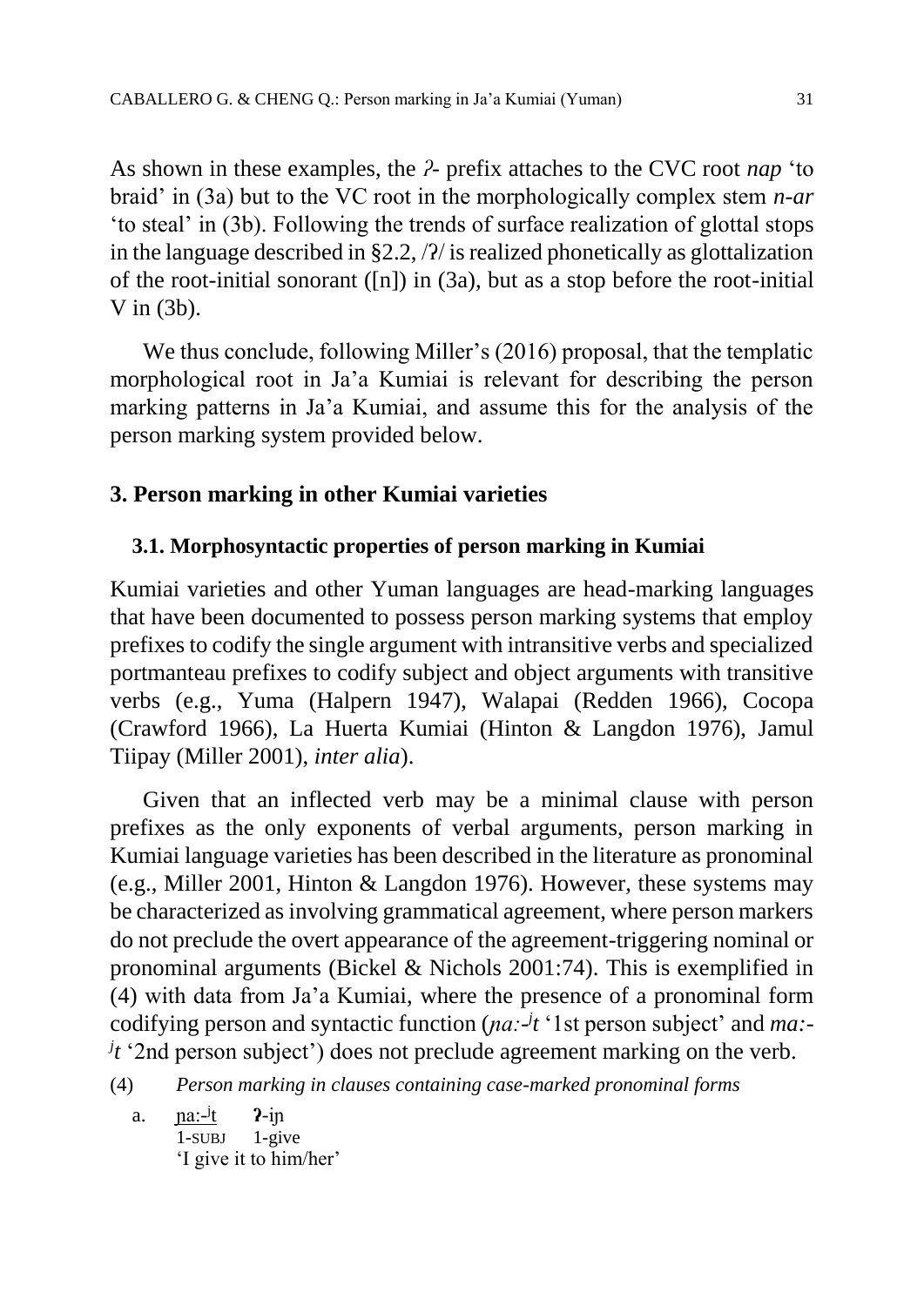As shown in these examples, the *ʔ-* prefix attaches to the CVC root *nap* 'to braid' in (3a) but to the VC root in the morphologically complex stem *n-ar* 'to steal' in (3b). Following the trends of surface realization of glottal stops in the language described in §2.2, /ʔ/ is realized phonetically as glottalization of the root-initial sonorant ([n]) in (3a), but as a stop before the root-initial V in (3b).

We thus conclude, following Miller's (2016) proposal, that the templatic morphological root in Ja'a Kumiai is relevant for describing the person marking patterns in Ja'a Kumiai, and assume this for the analysis of the person marking system provided below.

## 3. Person marking in other Kumiai varieties

### 3.1. Morphosyntactic properties of person marking in Kumiai

Kumiai varieties and other Yuman languages are head-marking languages that have been documented to possess person marking systems that employ prefixes to codify the single argument with intransitive verbs and specialized portmanteau prefixes to codify subject and object arguments with transitive verbs (e.g., Yuma (Halpern 1947), Walapai (Redden 1966), Cocopa (Crawford 1966), La Huerta Kumiai (Hinton & Langdon 1976), Jamul Tiipay (Miller 2001), *inter alia*).

Given that an inflected verb may be a minimal clause with person prefixes as the only exponents of verbal arguments, person marking in Kumiai language varieties has been described in the literature as pronominal (e.g., Miller 2001, Hinton & Langdon 1976). However, these systems may be characterized as involving grammatical agreement, where person markers do not preclude the overt appearance of the agreement-triggering nominal or pronominal arguments (Bickel & Nichols 2001:74). This is exemplified in (4) with data from Ja'a Kumiai, where the presence of a pronominal form codifying person and syntactic function (*ɲa:-ʲt* '1st person subject' and *ma:-ʲt* '2nd person subject') does not preclude agreement marking on the verb.

(4) *Person marking in clauses containing case-marked pronominal forms*

a. <u>ɲa:-ʲt</u> **ʔ**-iɲ
   1-SUBJ 1-give
   'I give it to him/her'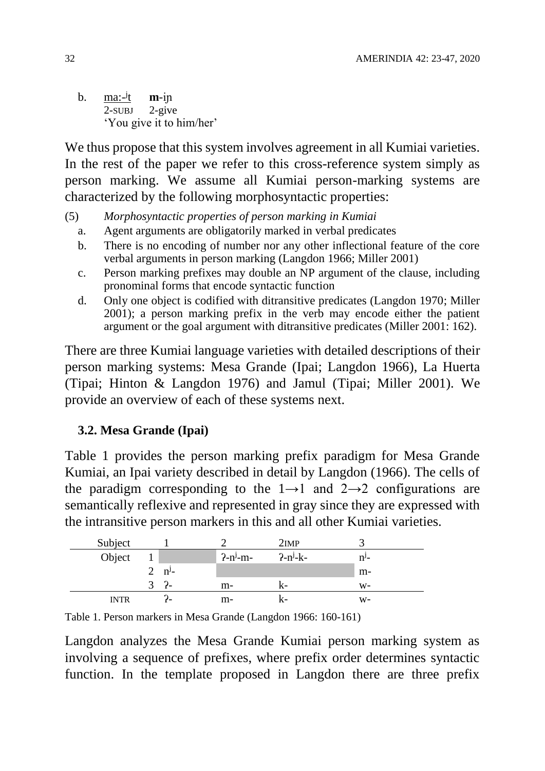b. ma:-ʲt **m**-iɲ
   2-SUBJ 2-give
   'You give it to him/her'

We thus propose that this system involves agreement in all Kumiai varieties. In the rest of the paper we refer to this cross-reference system simply as person marking. We assume all Kumiai person-marking systems are characterized by the following morphosyntactic properties:

(5) *Morphosyntactic properties of person marking in Kumiai*
   a. Agent arguments are obligatorily marked in verbal predicates
   b. There is no encoding of number nor any other inflectional feature of the core verbal arguments in person marking (Langdon 1966; Miller 2001)
   c. Person marking prefixes may double an NP argument of the clause, including pronominal forms that encode syntactic function
   d. Only one object is codified with ditransitive predicates (Langdon 1970; Miller 2001); a person marking prefix in the verb may encode either the patient argument or the goal argument with ditransitive predicates (Miller 2001: 162).

There are three Kumiai language varieties with detailed descriptions of their person marking systems: Mesa Grande (Ipai; Langdon 1966), La Huerta (Tipai; Hinton & Langdon 1976) and Jamul (Tipai; Miller 2001). We provide an overview of each of these systems next.

### 3.2. Mesa Grande (Ipai)

Table 1 provides the person marking prefix paradigm for Mesa Grande Kumiai, an Ipai variety described in detail by Langdon (1966). The cells of the paradigm corresponding to the 1→1 and 2→2 configurations are semantically reflexive and represented in gray since they are expressed with the intransitive person markers in this and all other Kumiai varieties.

| Subject | | 1 | 2 | 2IMP | 3 |
|---|---|---|---|---|---|
| Object | 1 | | ʔ-nʲ-m- | ʔ-nʲ-k- | nʲ- |
| | 2 | nʲ- | | | m- |
| | 3 | ʔ- | m- | k- | w- |
| INTR | | ʔ- | m- | k- | w- |

Table 1. Person markers in Mesa Grande (Langdon 1966: 160-161)

Langdon analyzes the Mesa Grande Kumiai person marking system as involving a sequence of prefixes, where prefix order determines syntactic function. In the template proposed in Langdon there are three prefix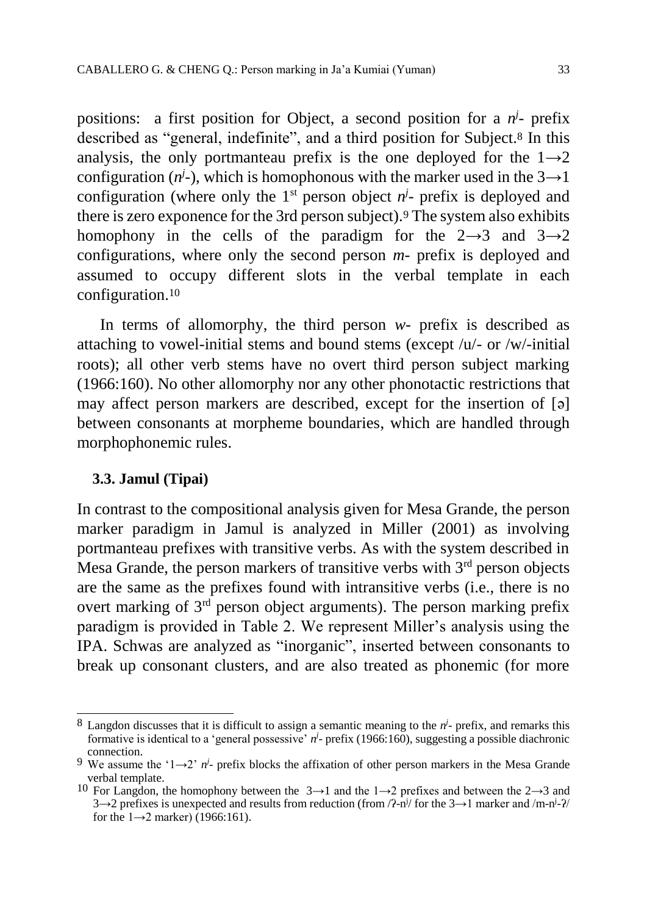positions: a first position for Object, a second position for a $n^j$- prefix described as "general, indefinite", and a third position for Subject.[8] In this analysis, the only portmanteau prefix is the one deployed for the 1→2 configuration ($n^j$-), which is homophonous with the marker used in the 3→1 configuration (where only the 1st person object $n^j$- prefix is deployed and there is zero exponence for the 3rd person subject).[9] The system also exhibits homophony in the cells of the paradigm for the 2→3 and 3→2 configurations, where only the second person *m*- prefix is deployed and assumed to occupy different slots in the verbal template in each configuration.[10]

In terms of allomorphy, the third person *w*- prefix is described as attaching to vowel-initial stems and bound stems (except /u/- or /w/-initial roots); all other verb stems have no overt third person subject marking (1966:160). No other allomorphy nor any other phonotactic restrictions that may affect person markers are described, except for the insertion of [ə] between consonants at morpheme boundaries, which are handled through morphophonemic rules.

### 3.3. Jamul (Tipai)

In contrast to the compositional analysis given for Mesa Grande, the person marker paradigm in Jamul is analyzed in Miller (2001) as involving portmanteau prefixes with transitive verbs. As with the system described in Mesa Grande, the person markers of transitive verbs with 3rd person objects are the same as the prefixes found with intransitive verbs (i.e., there is no overt marking of 3rd person object arguments). The person marking prefix paradigm is provided in Table 2. We represent Miller's analysis using the IPA. Schwas are analyzed as "inorganic", inserted between consonants to break up consonant clusters, and are also treated as phonemic (for more

---

[8] Langdon discusses that it is difficult to assign a semantic meaning to the $n^j$- prefix, and remarks this formative is identical to a 'general possessive' $n^j$- prefix (1966:160), suggesting a possible diachronic connection.

[9] We assume the '1→2' $n^j$- prefix blocks the affixation of other person markers in the Mesa Grande verbal template.

[10] For Langdon, the homophony between the 3→1 and the 1→2 prefixes and between the 2→3 and 3→2 prefixes is unexpected and results from reduction (from /ʔ-$n^j$/ for the 3→1 marker and /m-$n^j$-ʔ/ for the 1→2 marker) (1966:161).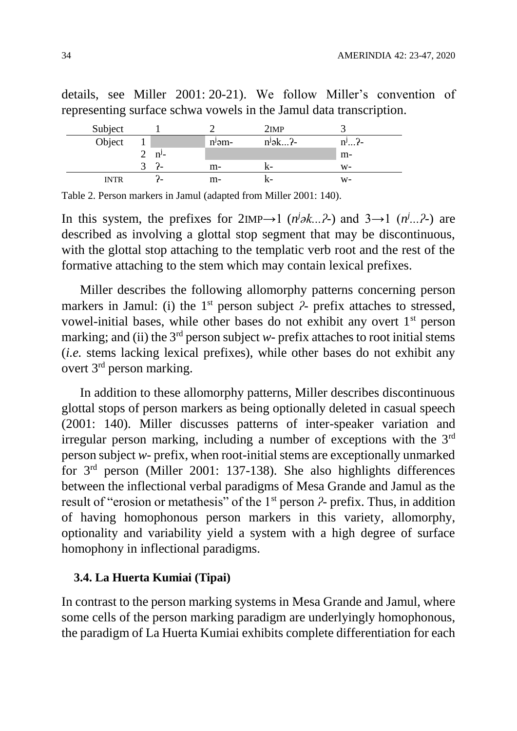details, see Miller 2001: 20-21). We follow Miller's convention of representing surface schwa vowels in the Jamul data transcription.

| Subject | | 1 | 2 | 2IMP | 3 |
|---|---|---|---|---|---|
| Object | 1 | | nʲəm- | nʲək...ʔ- | nʲ...ʔ- |
| | 2 | nʲ- | | | m- |
| | 3 | ʔ- | m- | k- | w- |
| INTR | | ʔ- | m- | k- | w- |

Table 2. Person markers in Jamul (adapted from Miller 2001: 140).

In this system, the prefixes for 2IMP→1 (*nʲək...ʔ-*) and 3→1 (*nʲ...ʔ-*) are described as involving a glottal stop segment that may be discontinuous, with the glottal stop attaching to the templatic verb root and the rest of the formative attaching to the stem which may contain lexical prefixes.

Miller describes the following allomorphy patterns concerning person markers in Jamul: (i) the 1st person subject *ʔ-* prefix attaches to stressed, vowel-initial bases, while other bases do not exhibit any overt 1st person marking; and (ii) the 3rd person subject *w-* prefix attaches to root initial stems (*i.e.* stems lacking lexical prefixes), while other bases do not exhibit any overt 3rd person marking.

In addition to these allomorphy patterns, Miller describes discontinuous glottal stops of person markers as being optionally deleted in casual speech (2001: 140). Miller discusses patterns of inter-speaker variation and irregular person marking, including a number of exceptions with the 3rd person subject *w-* prefix, when root-initial stems are exceptionally unmarked for 3rd person (Miller 2001: 137-138). She also highlights differences between the inflectional verbal paradigms of Mesa Grande and Jamul as the result of "erosion or metathesis" of the 1st person *ʔ-* prefix. Thus, in addition of having homophonous person markers in this variety, allomorphy, optionality and variability yield a system with a high degree of surface homophony in inflectional paradigms.

### 3.4. La Huerta Kumiai (Tipai)

In contrast to the person marking systems in Mesa Grande and Jamul, where some cells of the person marking paradigm are underlyingly homophonous, the paradigm of La Huerta Kumiai exhibits complete differentiation for each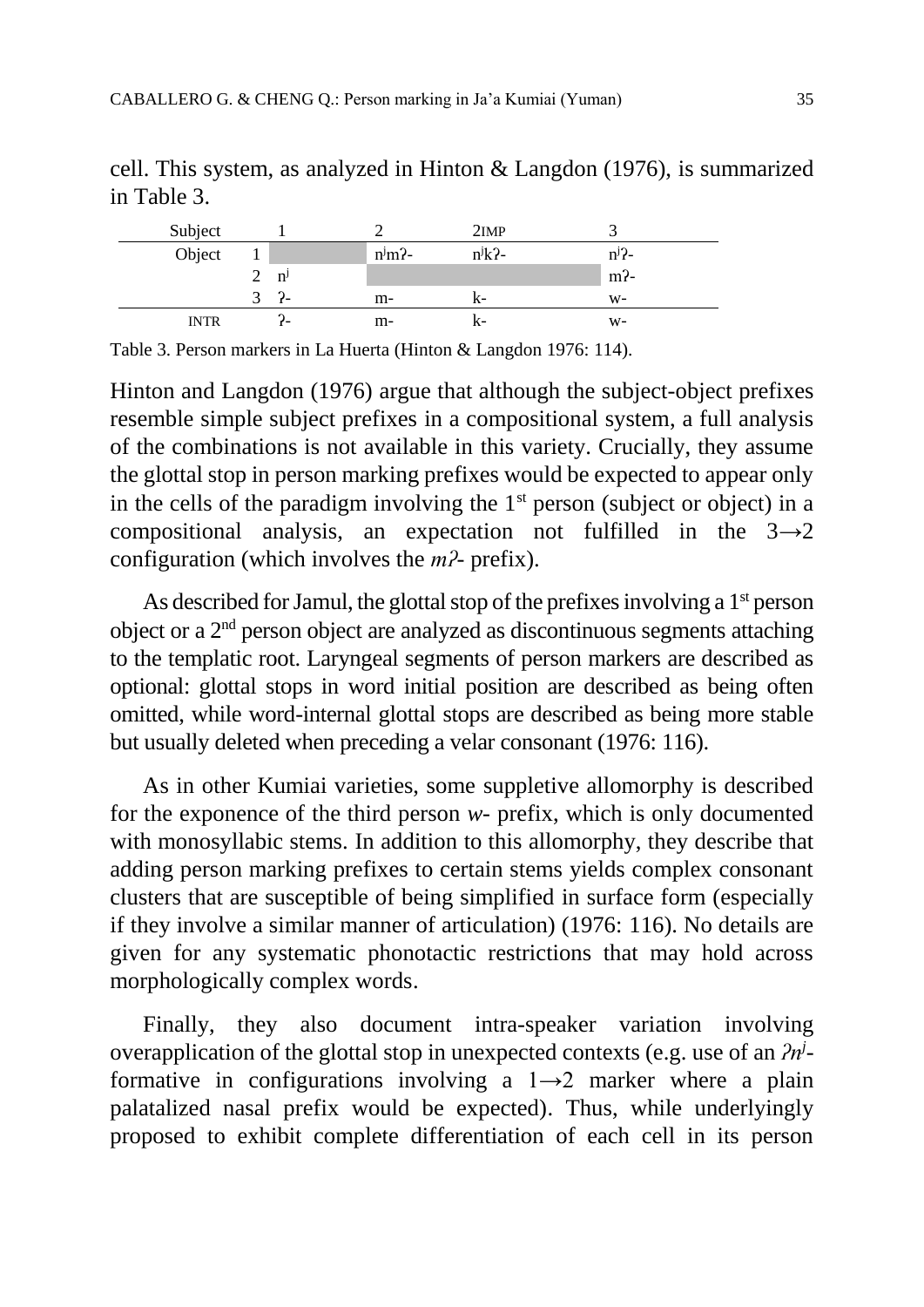cell. This system, as analyzed in Hinton & Langdon (1976), is summarized in Table 3.

| Subject | | 1 | 2 | 2IMP | 3 |
|---|---|---|---|---|---|
| Object | 1 | | nʲmʔ- | nʲkʔ- | nʲʔ- |
| | 2 | nʲ | | | mʔ- |
| | 3 | ʔ- | m- | k- | w- |
| INTR | | ʔ- | m- | k- | w- |

Table 3. Person markers in La Huerta (Hinton & Langdon 1976: 114).

Hinton and Langdon (1976) argue that although the subject-object prefixes resemble simple subject prefixes in a compositional system, a full analysis of the combinations is not available in this variety. Crucially, they assume the glottal stop in person marking prefixes would be expected to appear only in the cells of the paradigm involving the 1st person (subject or object) in a compositional analysis, an expectation not fulfilled in the 3→2 configuration (which involves the *mʔ-* prefix).

As described for Jamul, the glottal stop of the prefixes involving a 1st person object or a 2nd person object are analyzed as discontinuous segments attaching to the templatic root. Laryngeal segments of person markers are described as optional: glottal stops in word initial position are described as being often omitted, while word-internal glottal stops are described as being more stable but usually deleted when preceding a velar consonant (1976: 116).

As in other Kumiai varieties, some suppletive allomorphy is described for the exponence of the third person *w-* prefix, which is only documented with monosyllabic stems. In addition to this allomorphy, they describe that adding person marking prefixes to certain stems yields complex consonant clusters that are susceptible of being simplified in surface form (especially if they involve a similar manner of articulation) (1976: 116). No details are given for any systematic phonotactic restrictions that may hold across morphologically complex words.

Finally, they also document intra-speaker variation involving overapplication of the glottal stop in unexpected contexts (e.g. use of an *ʔnʲ-* formative in configurations involving a 1→2 marker where a plain palatalized nasal prefix would be expected). Thus, while underlyingly proposed to exhibit complete differentiation of each cell in its person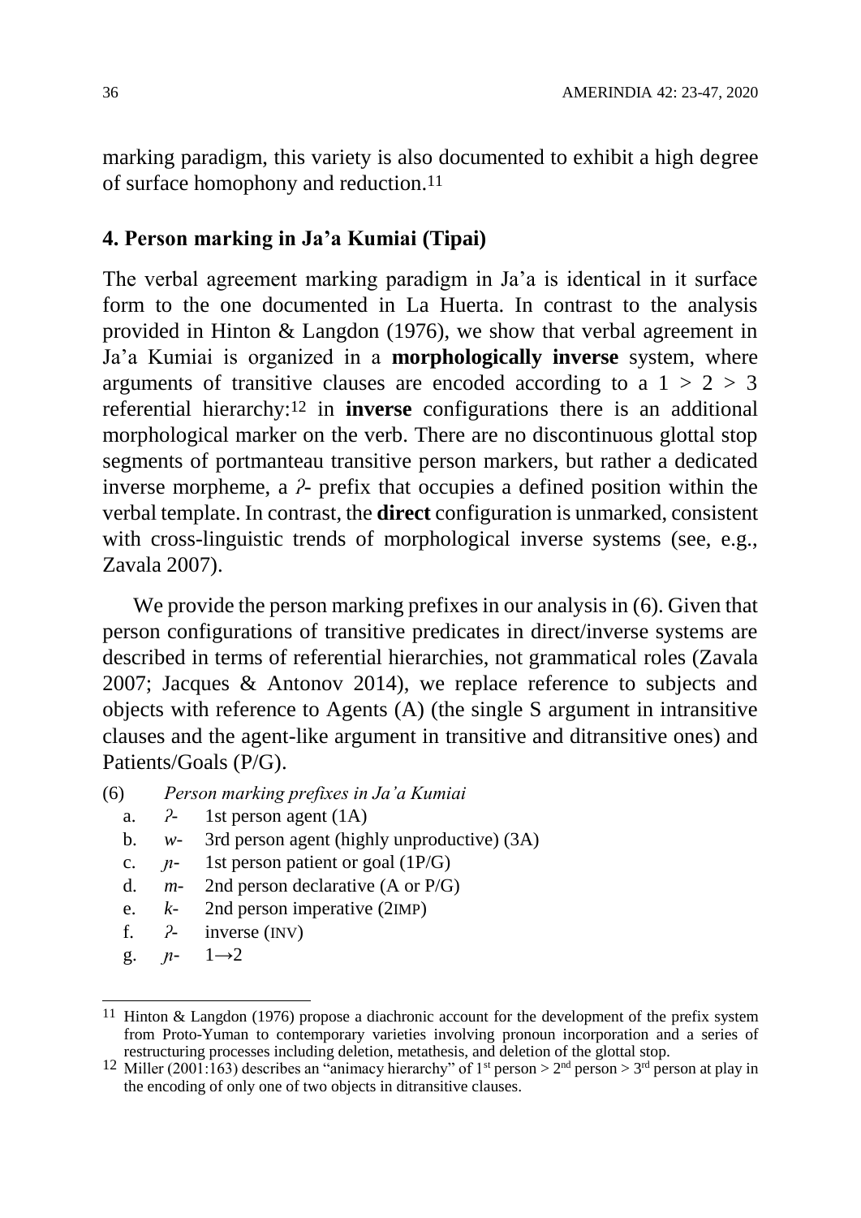marking paradigm, this variety is also documented to exhibit a high degree of surface homophony and reduction.[11]

## 4. Person marking in Ja'a Kumiai (Tipai)

The verbal agreement marking paradigm in Ja'a is identical in it surface form to the one documented in La Huerta. In contrast to the analysis provided in Hinton & Langdon (1976), we show that verbal agreement in Ja'a Kumiai is organized in a **morphologically inverse** system, where arguments of transitive clauses are encoded according to a 1 > 2 > 3 referential hierarchy:[12] in **inverse** configurations there is an additional morphological marker on the verb. There are no discontinuous glottal stop segments of portmanteau transitive person markers, but rather a dedicated inverse morpheme, a *ʔ-* prefix that occupies a defined position within the verbal template. In contrast, the **direct** configuration is unmarked, consistent with cross-linguistic trends of morphological inverse systems (see, e.g., Zavala 2007).

We provide the person marking prefixes in our analysis in (6). Given that person configurations of transitive predicates in direct/inverse systems are described in terms of referential hierarchies, not grammatical roles (Zavala 2007; Jacques & Antonov 2014), we replace reference to subjects and objects with reference to Agents (A) (the single S argument in intransitive clauses and the agent-like argument in transitive and ditransitive ones) and Patients/Goals (P/G).

(6) *Person marking prefixes in Ja'a Kumiai*

- a. *ʔ-* 1st person agent (1A)
- b. *w-* 3rd person agent (highly unproductive) (3A)
- c. *ɲ-* 1st person patient or goal (1P/G)
- d. *m-* 2nd person declarative (A or P/G)
- e. *k-* 2nd person imperative (2IMP)
- f. *ʔ-* inverse (INV)
- g. *ɲ-* 1→2

---

[11] Hinton & Langdon (1976) propose a diachronic account for the development of the prefix system from Proto-Yuman to contemporary varieties involving pronoun incorporation and a series of restructuring processes including deletion, metathesis, and deletion of the glottal stop.

[12] Miller (2001:163) describes an "animacy hierarchy" of 1st person > 2nd person > 3rd person at play in the encoding of only one of two objects in ditransitive clauses.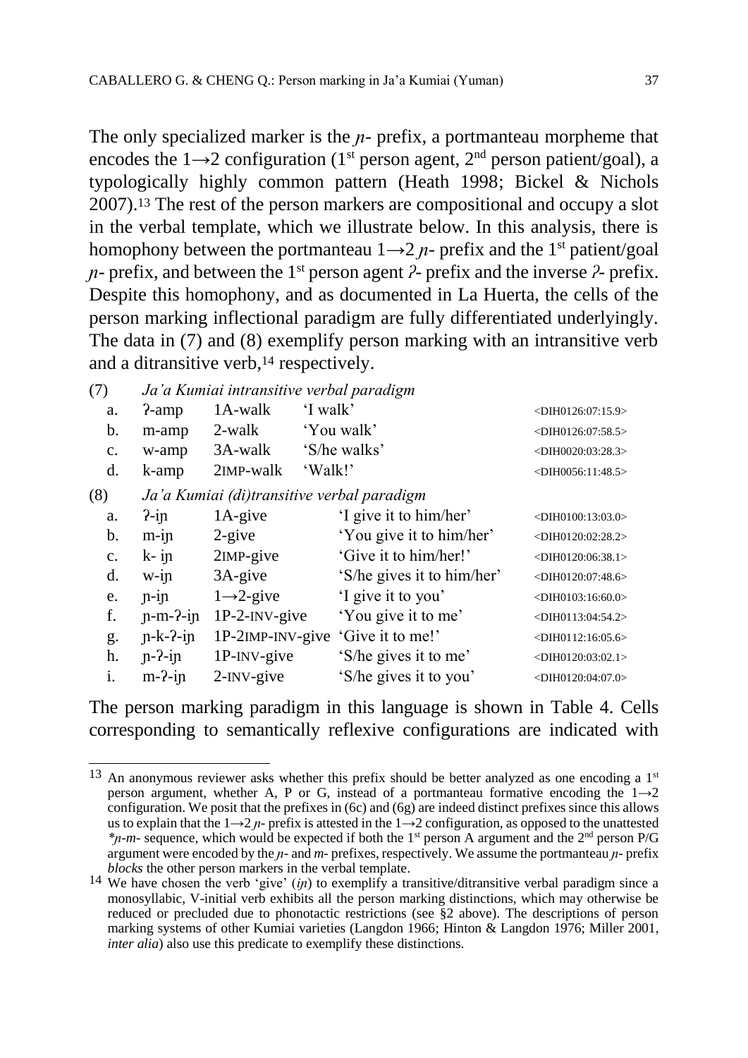The only specialized marker is the *ɲ-* prefix, a portmanteau morpheme that encodes the 1→2 configuration (1st person agent, 2nd person patient/goal), a typologically highly common pattern (Heath 1998; Bickel & Nichols 2007).[13] The rest of the person markers are compositional and occupy a slot in the verbal template, which we illustrate below. In this analysis, there is homophony between the portmanteau 1→2 *ɲ-* prefix and the 1st patient/goal *ɲ-* prefix, and between the 1st person agent *ʔ-* prefix and the inverse *ʔ-* prefix. Despite this homophony, and as documented in La Huerta, the cells of the person marking inflectional paradigm are fully differentiated underlyingly. The data in (7) and (8) exemplify person marking with an intransitive verb and a ditransitive verb,[14] respectively.

(7) *Ja'a Kumiai intransitive verbal paradigm*

| | | | | |
|---|---|---|---|---|
| a. | ʔ-amp | 1A-walk | 'I walk' | <DIH0126:07:15.9> |
| b. | m-amp | 2-walk | 'You walk' | <DIH0126:07:58.5> |
| c. | w-amp | 3A-walk | 'S/he walks' | <DIH0020:03:28.3> |
| d. | k-amp | 2IMP-walk | 'Walk!' | <DIH0056:11:48.5> |

(8) *Ja'a Kumiai (di)transitive verbal paradigm*

| | | | | |
|---|---|---|---|---|
| a. | ʔ-iɲ | 1A-give | 'I give it to him/her' | <DIH0100:13:03.0> |
| b. | m-iɲ | 2-give | 'You give it to him/her' | <DIH0120:02:28.2> |
| c. | k- iɲ | 2IMP-give | 'Give it to him/her!' | <DIH0120:06:38.1> |
| d. | w-iɲ | 3A-give | 'S/he gives it to him/her' | <DIH0120:07:48.6> |
| e. | ɲ-iɲ | 1→2-give | 'I give it to you' | <DIH0103:16:60.0> |
| f. | ɲ-m-ʔ-iɲ | 1P-2-INV-give | 'You give it to me' | <DIH0113:04:54.2> |
| g. | ɲ-k-ʔ-iɲ | 1P-2IMP-INV-give | 'Give it to me!' | <DIH0112:16:05.6> |
| h. | ɲ-ʔ-iɲ | 1P-INV-give | 'S/he gives it to me' | <DIH0120:03:02.1> |
| i. | m-ʔ-iɲ | 2-INV-give | 'S/he gives it to you' | <DIH0120:04:07.0> |

The person marking paradigm in this language is shown in Table 4. Cells corresponding to semantically reflexive configurations are indicated with

[13] An anonymous reviewer asks whether this prefix should be better analyzed as one encoding a 1st person argument, whether A, P or G, instead of a portmanteau formative encoding the 1→2 configuration. We posit that the prefixes in (6c) and (6g) are indeed distinct prefixes since this allows us to explain that the 1→2 *ɲ-* prefix is attested in the 1→2 configuration, as opposed to the unattested *\*ɲ-m-* sequence, which would be expected if both the 1st person A argument and the 2nd person P/G argument were encoded by the *ɲ-* and *m-* prefixes, respectively. We assume the portmanteau *ɲ-* prefix *blocks* the other person markers in the verbal template.

[14] We have chosen the verb 'give' (*iɲ*) to exemplify a transitive/ditransitive verbal paradigm since a monosyllabic, V-initial verb exhibits all the person marking distinctions, which may otherwise be reduced or precluded due to phonotactic restrictions (see §2 above). The descriptions of person marking systems of other Kumiai varieties (Langdon 1966; Hinton & Langdon 1976; Miller 2001, *inter alia*) also use this predicate to exemplify these distinctions.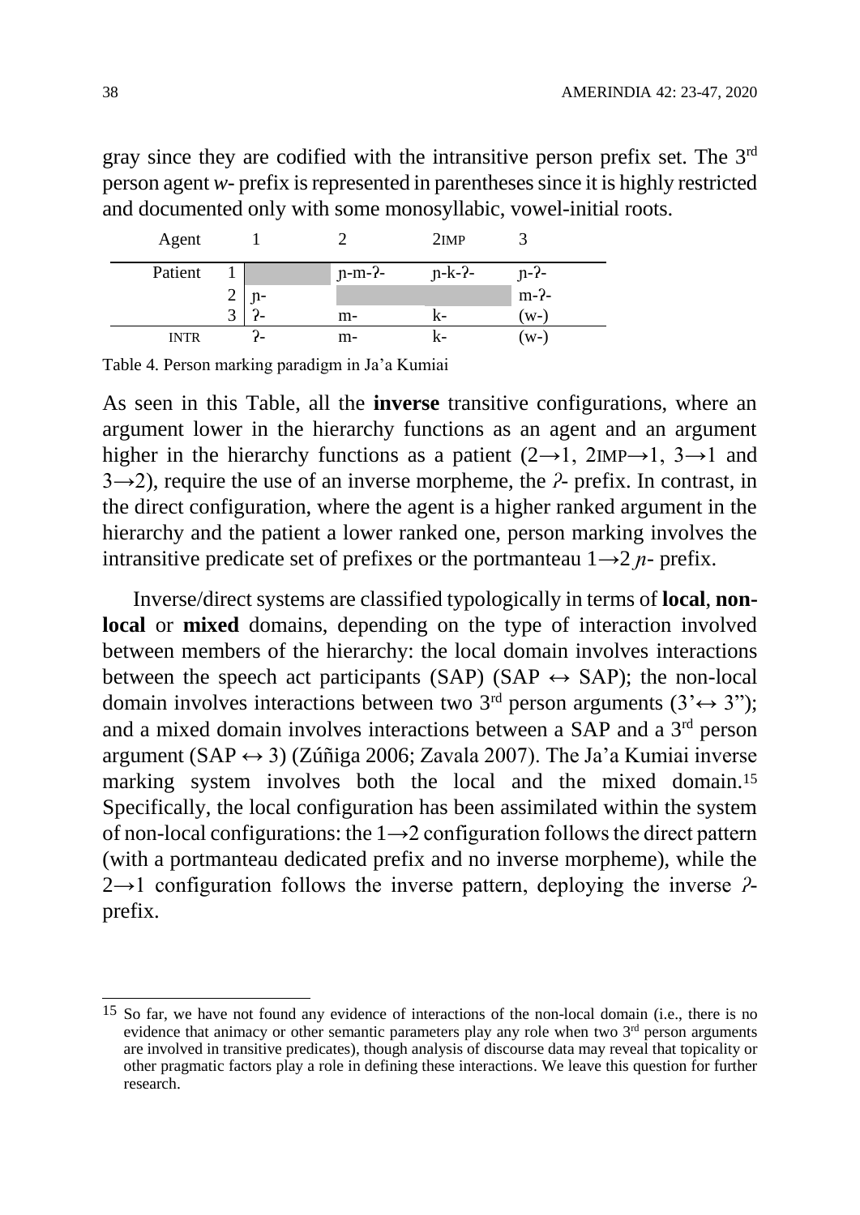gray since they are codified with the intransitive person prefix set. The 3rd person agent *w-* prefix is represented in parentheses since it is highly restricted and documented only with some monosyllabic, vowel-initial roots.

| Agent | | 1 | 2 | 2IMP | 3 |
|---|---|---|---|---|---|
| Patient | 1 | | ɲ-m-ʔ- | ɲ-k-ʔ- | ɲ-ʔ- |
| | 2 | ɲ- | | | m-ʔ- |
| | 3 | ʔ- | m- | k- | (w-) |
| INTR | | ʔ- | m- | k- | (w-) |

Table 4. Person marking paradigm in Ja'a Kumiai

As seen in this Table, all the **inverse** transitive configurations, where an argument lower in the hierarchy functions as an agent and an argument higher in the hierarchy functions as a patient (2→1, 2IMP→1, 3→1 and 3→2), require the use of an inverse morpheme, the *ʔ-* prefix. In contrast, in the direct configuration, where the agent is a higher ranked argument in the hierarchy and the patient a lower ranked one, person marking involves the intransitive predicate set of prefixes or the portmanteau 1→2 *ɲ-* prefix.

Inverse/direct systems are classified typologically in terms of **local**, **non-local** or **mixed** domains, depending on the type of interaction involved between members of the hierarchy: the local domain involves interactions between the speech act participants (SAP) (SAP ↔ SAP); the non-local domain involves interactions between two 3rd person arguments (3'↔ 3"); and a mixed domain involves interactions between a SAP and a 3rd person argument (SAP ↔ 3) (Zúñiga 2006; Zavala 2007). The Ja'a Kumiai inverse marking system involves both the local and the mixed domain.[15] Specifically, the local configuration has been assimilated within the system of non-local configurations: the 1→2 configuration follows the direct pattern (with a portmanteau dedicated prefix and no inverse morpheme), while the 2→1 configuration follows the inverse pattern, deploying the inverse *ʔ-* prefix.

[15] So far, we have not found any evidence of interactions of the non-local domain (i.e., there is no evidence that animacy or other semantic parameters play any role when two 3rd person arguments are involved in transitive predicates), though analysis of discourse data may reveal that topicality or other pragmatic factors play a role in defining these interactions. We leave this question for further research.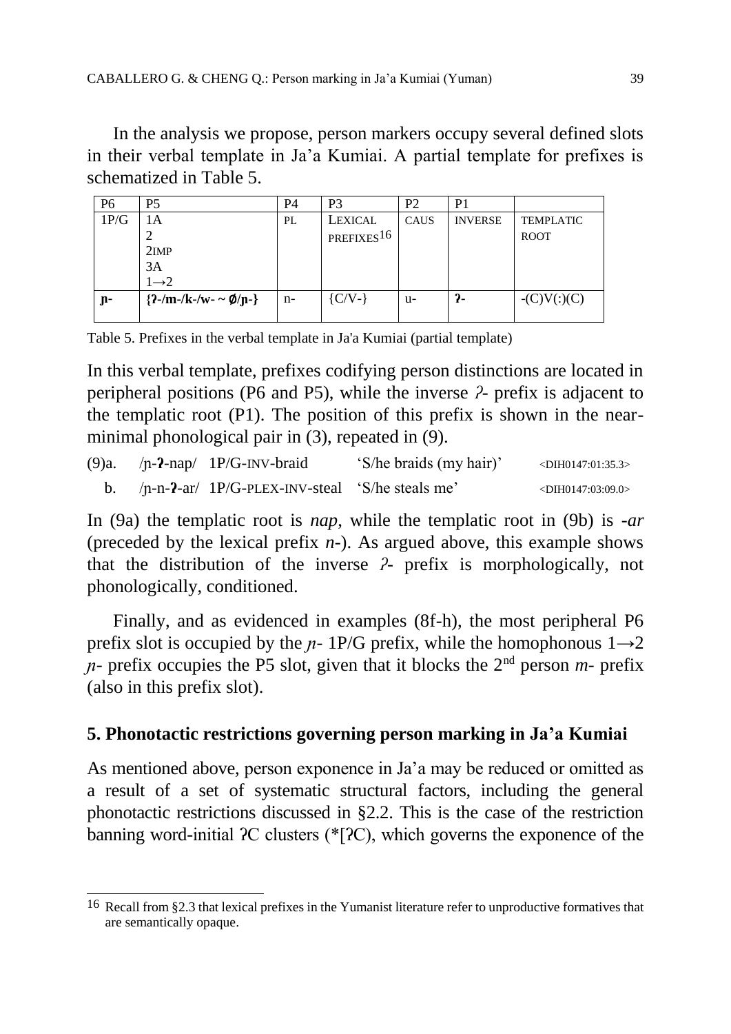In the analysis we propose, person markers occupy several defined slots in their verbal template in Ja'a Kumiai. A partial template for prefixes is schematized in Table 5.

| P6 | P5 | P4 | P3 | P2 | P1 | |
|---|---|---|---|---|---|---|
| 1P/G | 1A<br>2<br>2IMP<br>3A<br>1→2 | PL | LEXICAL PREFIXES[16] | CAUS | INVERSE | TEMPLATIC ROOT |
| **ɲ-** | **{ʔ-/m-/k-/w- ~ ∅/ɲ-}** | n- | {C/V-} | u- | **ʔ-** | -(C)V(:)(C) |

Table 5. Prefixes in the verbal template in Ja'a Kumiai (partial template)

In this verbal template, prefixes codifying person distinctions are located in peripheral positions (P6 and P5), while the inverse *ʔ-* prefix is adjacent to the templatic root (P1). The position of this prefix is shown in the near-minimal phonological pair in (3), repeated in (9).

(9)a. /ɲ-**ʔ**-nap/ 1P/G-INV-braid 'S/he braids (my hair)' <DIH0147:01:35.3>

b. /ɲ-n-**ʔ**-ar/ 1P/G-PLEX-INV-steal 'S/he steals me' <DIH0147:03:09.0>

In (9a) the templatic root is *nap*, while the templatic root in (9b) is *-ar* (preceded by the lexical prefix *n-*). As argued above, this example shows that the distribution of the inverse *ʔ-* prefix is morphologically, not phonologically, conditioned.

Finally, and as evidenced in examples (8f-h), the most peripheral P6 prefix slot is occupied by the *ɲ-* 1P/G prefix, while the homophonous 1→2 *ɲ-* prefix occupies the P5 slot, given that it blocks the 2nd person *m-* prefix (also in this prefix slot).

## 5. Phonotactic restrictions governing person marking in Ja'a Kumiai

As mentioned above, person exponence in Ja'a may be reduced or omitted as a result of a set of systematic structural factors, including the general phonotactic restrictions discussed in §2.2. This is the case of the restriction banning word-initial ʔC clusters (*[ʔC), which governs the exponence of the

[16] Recall from §2.3 that lexical prefixes in the Yumanist literature refer to unproductive formatives that are semantically opaque.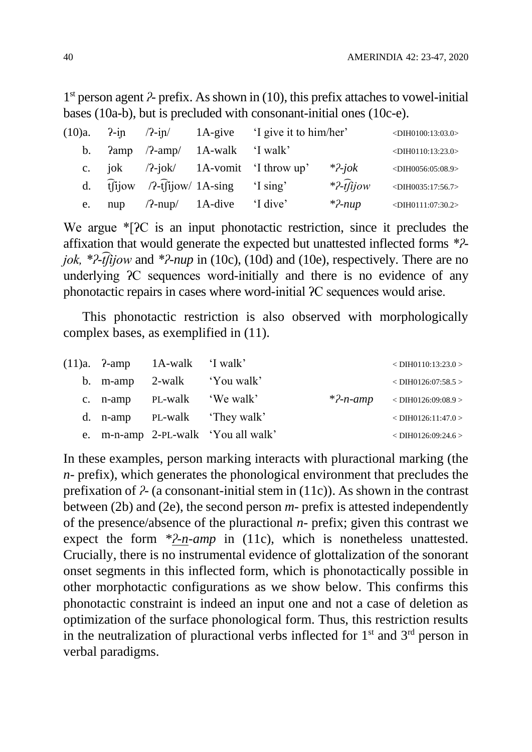1st person agent *ʔ-* prefix. As shown in (10), this prefix attaches to vowel-initial bases (10a-b), but is precluded with consonant-initial ones (10c-e).

| | | | | | | |
|---|---|---|---|---|---|---|
| (10)a. | ʔ-iɲ | /ʔ-iɲ/ | 1A-give | 'I give it to him/her' | | <DIH0100:13:03.0> |
| b. | ʔamp | /ʔ-amp/ | 1A-walk | 'I walk' | | <DIH0110:13:23.0> |
| c. | jok | /ʔ-jok/ | 1A-vomit | 'I throw up' | **ʔ-jok* | <DIH0056:05:08.9> |
| d. | t͡ʃijow | /ʔ-t͡ʃijow/ | 1A-sing | 'I sing' | **ʔ-t͡ʃijow* | <DIH0035:17:56.7> |
| e. | nup | /ʔ-nup/ | 1A-dive | 'I dive' | **ʔ-nup* | <DIH0111:07:30.2> |

We argue *[ʔC is an input phonotactic restriction, since it precludes the affixation that would generate the expected but unattested inflected forms **ʔ-jok*, **ʔ-t͡ʃijow* and **ʔ-nup* in (10c), (10d) and (10e), respectively. There are no underlying ʔC sequences word-initially and there is no evidence of any phonotactic repairs in cases where word-initial ʔC sequences would arise.

This phonotactic restriction is also observed with morphologically complex bases, as exemplified in (11).

| | | | | | |
|---|---|---|---|---|---|
| (11)a. | ʔ-amp | 1A-walk | 'I walk' | | < DIH0110:13:23.0 > |
| b. | m-amp | 2-walk | 'You walk' | | < DIH0126:07:58.5 > |
| c. | n-amp | PL-walk | 'We walk' | **ʔ-n-amp* | < DIH0126:09:08.9 > |
| d. | n-amp | PL-walk | 'They walk' | | < DIH0126:11:47.0 > |
| e. | m-n-amp | 2-PL-walk | 'You all walk' | | < DIH0126:09:24.6 > |

In these examples, person marking interacts with pluractional marking (the *n-* prefix), which generates the phonological environment that precludes the prefixation of *ʔ-* (a consonant-initial stem in (11c)). As shown in the contrast between (2b) and (2e), the second person *m-* prefix is attested independently of the presence/absence of the pluractional *n-* prefix; given this contrast we expect the form **ʔ-n-amp* in (11c), which is nonetheless unattested. Crucially, there is no instrumental evidence of glottalization of the sonorant onset segments in this inflected form, which is phonotactically possible in other morphotactic configurations as we show below. This confirms this phonotactic constraint is indeed an input one and not a case of deletion as optimization of the surface phonological form. Thus, this restriction results in the neutralization of pluractional verbs inflected for 1st and 3rd person in verbal paradigms.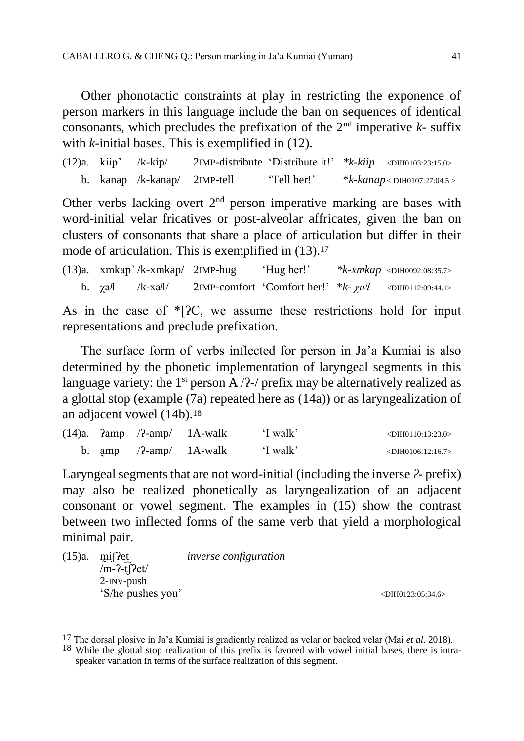Other phonotactic constraints at play in restricting the exponence of person markers in this language include the ban on sequences of identical consonants, which precludes the prefixation of the 2nd imperative *k-* suffix with *k*-initial bases. This is exemplified in (12).

(12)a. kiip˺ /k-kip/ 2IMP-distribute 'Distribute it!' \**k-kiip* <DIH0103:23:15.0>

b. kanap /k-kanap/ 2IMP-tell 'Tell her!' \**k-kanap* < DIH0107:27:04.5 >

Other verbs lacking overt 2nd person imperative marking are bases with word-initial velar fricatives or post-alveolar affricates, given the ban on clusters of consonants that share a place of articulation but differ in their mode of articulation. This is exemplified in (13).[17]

(13)a. xmkap˺ /k-xmkap/ 2IMP-hug 'Hug her!' \**k-xmkap* <DIH0092:08:35.7>

b. χaʲl /k-xaʲl/ 2IMP-comfort 'Comfort her!' \**k- χaʲl* <DIH0112:09:44.1>

As in the case of *[ʔC, we assume these restrictions hold for input representations and preclude prefixation.

The surface form of verbs inflected for person in Ja'a Kumiai is also determined by the phonetic implementation of laryngeal segments in this language variety: the 1st person A /ʔ-/ prefix may be alternatively realized as a glottal stop (example (7a) repeated here as (14a)) or as laryngealization of an adjacent vowel (14b).[18]

(14)a. ʔamp /ʔ-amp/ 1A-walk 'I walk' <DIH0110:13:23.0>

b. a̰mp /ʔ-amp/ 1A-walk 'I walk' <DIH0106:12:16.7>

Laryngeal segments that are not word-initial (including the inverse *ʔ-* prefix) may also be realized phonetically as laryngealization of an adjacent consonant or vowel segment. The examples in (15) show the contrast between two inflected forms of the same verb that yield a morphological minimal pair.

(15)a. m̰iʃʔet *inverse configuration*
/m-ʔ-t͡ʃʔet/
2-INV-push
'S/he pushes you' <DIH0123:05:34.6>

---

[17] The dorsal plosive in Ja'a Kumiai is gradiently realized as velar or backed velar (Mai *et al.* 2018).

[18] While the glottal stop realization of this prefix is favored with vowel initial bases, there is intra-speaker variation in terms of the surface realization of this segment.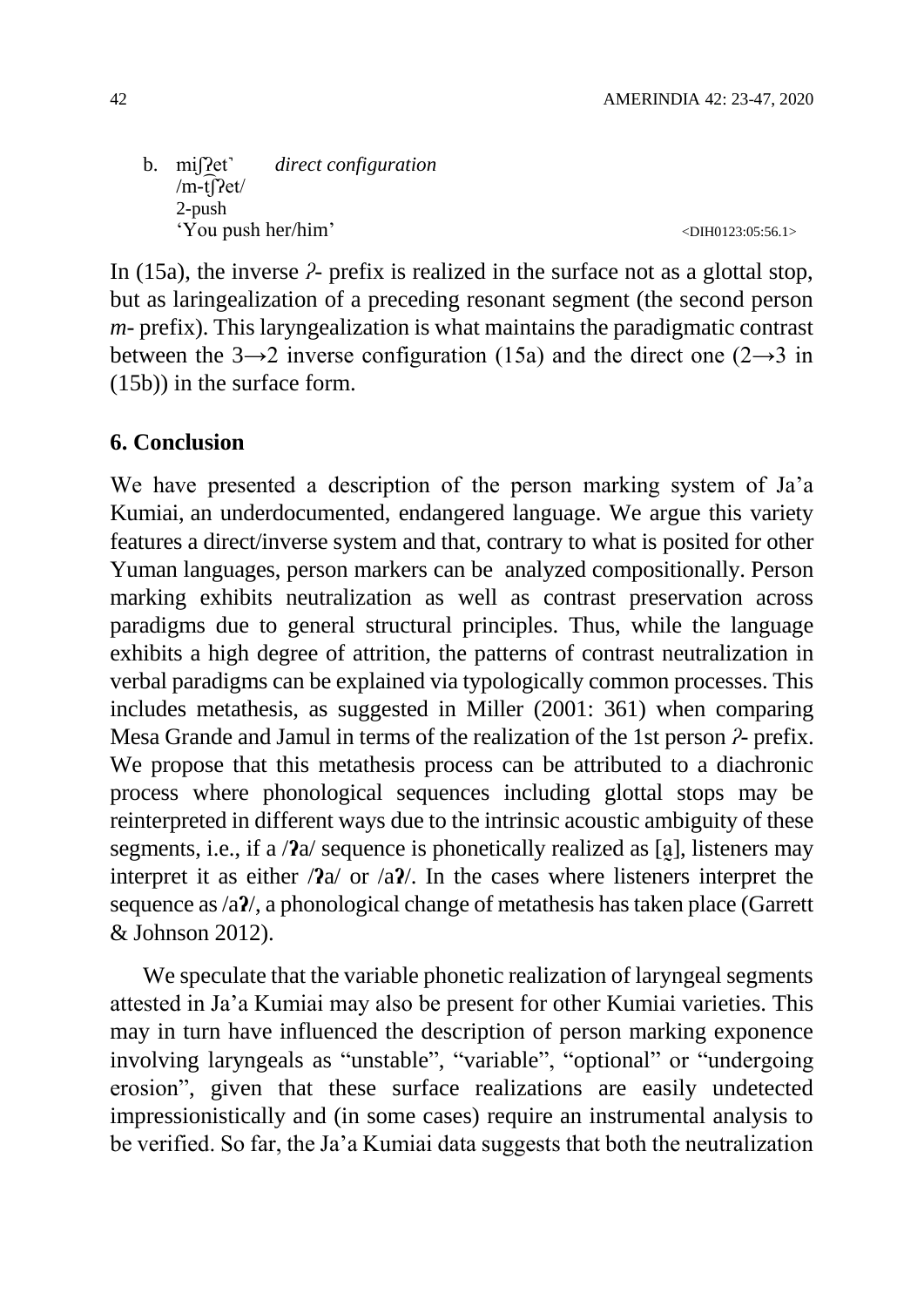b. miʃʔetˀ *direct configuration*
/m-t͡ʃʔet/
2-push
'You push her/him' <DIH0123:05:56.1>

In (15a), the inverse *ʔ-* prefix is realized in the surface not as a glottal stop, but as laringealization of a preceding resonant segment (the second person *m-* prefix). This laryngealization is what maintains the paradigmatic contrast between the 3→2 inverse configuration (15a) and the direct one (2→3 in (15b)) in the surface form.

## 6. Conclusion

We have presented a description of the person marking system of Ja'a Kumiai, an underdocumented, endangered language. We argue this variety features a direct/inverse system and that, contrary to what is posited for other Yuman languages, person markers can be analyzed compositionally. Person marking exhibits neutralization as well as contrast preservation across paradigms due to general structural principles. Thus, while the language exhibits a high degree of attrition, the patterns of contrast neutralization in verbal paradigms can be explained via typologically common processes. This includes metathesis, as suggested in Miller (2001: 361) when comparing Mesa Grande and Jamul in terms of the realization of the 1st person *ʔ-* prefix. We propose that this metathesis process can be attributed to a diachronic process where phonological sequences including glottal stops may be reinterpreted in different ways due to the intrinsic acoustic ambiguity of these segments, i.e., if a /**ʔ**a/ sequence is phonetically realized as [a̰], listeners may interpret it as either /**ʔ**a/ or /a**ʔ**/. In the cases where listeners interpret the sequence as /a**ʔ**/, a phonological change of metathesis has taken place (Garrett & Johnson 2012).

We speculate that the variable phonetic realization of laryngeal segments attested in Ja'a Kumiai may also be present for other Kumiai varieties. This may in turn have influenced the description of person marking exponence involving laryngeals as "unstable", "variable", "optional" or "undergoing erosion", given that these surface realizations are easily undetected impressionistically and (in some cases) require an instrumental analysis to be verified. So far, the Ja'a Kumiai data suggests that both the neutralization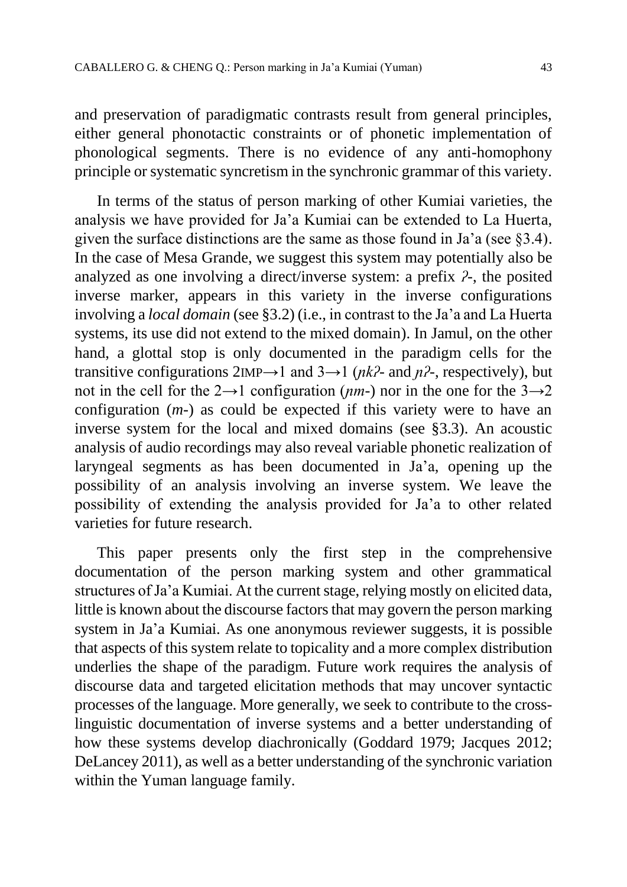and preservation of paradigmatic contrasts result from general principles, either general phonotactic constraints or of phonetic implementation of phonological segments. There is no evidence of any anti-homophony principle or systematic syncretism in the synchronic grammar of this variety.

In terms of the status of person marking of other Kumiai varieties, the analysis we have provided for Ja'a Kumiai can be extended to La Huerta, given the surface distinctions are the same as those found in Ja'a (see §3.4). In the case of Mesa Grande, we suggest this system may potentially also be analyzed as one involving a direct/inverse system: a prefix *ʔ-*, the posited inverse marker, appears in this variety in the inverse configurations involving a *local domain* (see §3.2) (i.e., in contrast to the Ja'a and La Huerta systems, its use did not extend to the mixed domain). In Jamul, on the other hand, a glottal stop is only documented in the paradigm cells for the transitive configurations 2IMP→1 and 3→1 (*ɲkʔ-* and *ɲʔ-*, respectively), but not in the cell for the 2→1 configuration (*ɲm-*) nor in the one for the 3→2 configuration (*m-*) as could be expected if this variety were to have an inverse system for the local and mixed domains (see §3.3). An acoustic analysis of audio recordings may also reveal variable phonetic realization of laryngeal segments as has been documented in Ja'a, opening up the possibility of an analysis involving an inverse system. We leave the possibility of extending the analysis provided for Ja'a to other related varieties for future research.

This paper presents only the first step in the comprehensive documentation of the person marking system and other grammatical structures of Ja'a Kumiai. At the current stage, relying mostly on elicited data, little is known about the discourse factors that may govern the person marking system in Ja'a Kumiai. As one anonymous reviewer suggests, it is possible that aspects of this system relate to topicality and a more complex distribution underlies the shape of the paradigm. Future work requires the analysis of discourse data and targeted elicitation methods that may uncover syntactic processes of the language. More generally, we seek to contribute to the cross-linguistic documentation of inverse systems and a better understanding of how these systems develop diachronically (Goddard 1979; Jacques 2012; DeLancey 2011), as well as a better understanding of the synchronic variation within the Yuman language family.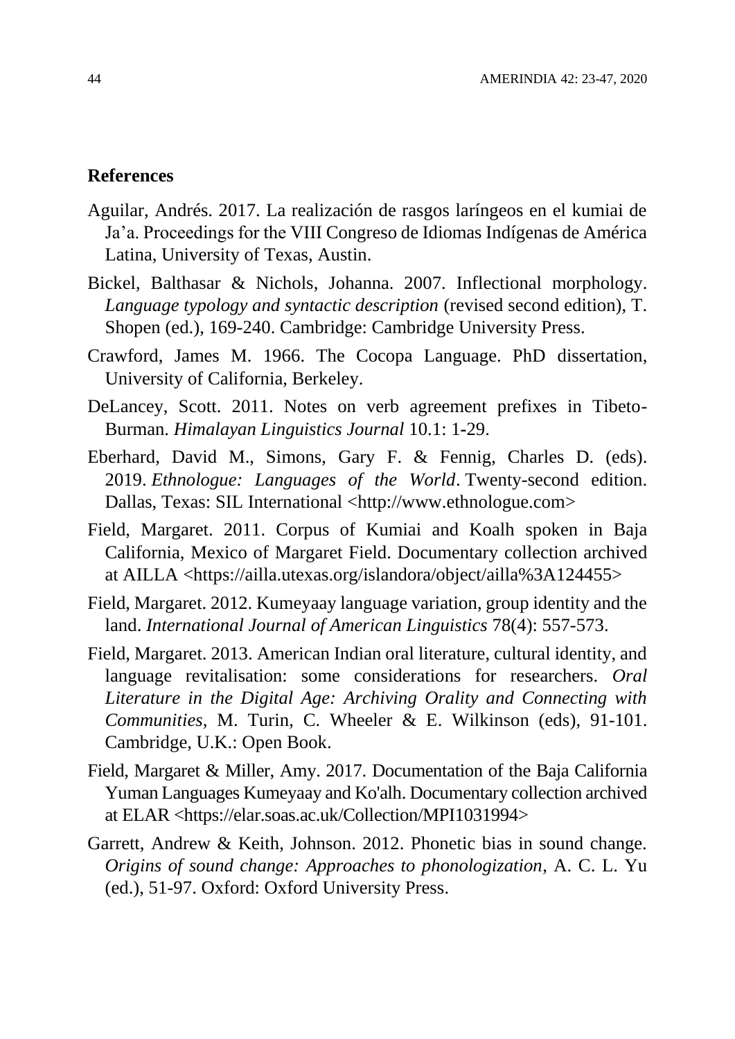## References

Aguilar, Andrés. 2017. La realización de rasgos laríngeos en el kumiai de Ja'a. Proceedings for the VIII Congreso de Idiomas Indígenas de América Latina, University of Texas, Austin.

Bickel, Balthasar & Nichols, Johanna. 2007. Inflectional morphology. *Language typology and syntactic description* (revised second edition), T. Shopen (ed.), 169-240. Cambridge: Cambridge University Press.

Crawford, James M. 1966. The Cocopa Language. PhD dissertation, University of California, Berkeley.

DeLancey, Scott. 2011. Notes on verb agreement prefixes in Tibeto-Burman. *Himalayan Linguistics Journal* 10.1: 1-29.

Eberhard, David M., Simons, Gary F. & Fennig, Charles D. (eds). 2019. *Ethnologue: Languages of the World*. Twenty-second edition. Dallas, Texas: SIL International <http://www.ethnologue.com>

Field, Margaret. 2011. Corpus of Kumiai and Koalh spoken in Baja California, Mexico of Margaret Field. Documentary collection archived at AILLA <https://ailla.utexas.org/islandora/object/ailla%3A124455>

Field, Margaret. 2012. Kumeyaay language variation, group identity and the land. *International Journal of American Linguistics* 78(4): 557-573.

Field, Margaret. 2013. American Indian oral literature, cultural identity, and language revitalisation: some considerations for researchers. *Oral Literature in the Digital Age: Archiving Orality and Connecting with Communities*, M. Turin, C. Wheeler & E. Wilkinson (eds), 91-101. Cambridge, U.K.: Open Book.

Field, Margaret & Miller, Amy. 2017. Documentation of the Baja California Yuman Languages Kumeyaay and Ko'alh. Documentary collection archived at ELAR <https://elar.soas.ac.uk/Collection/MPI1031994>

Garrett, Andrew & Keith, Johnson. 2012. Phonetic bias in sound change. *Origins of sound change: Approaches to phonologization*, A. C. L. Yu (ed.), 51-97. Oxford: Oxford University Press.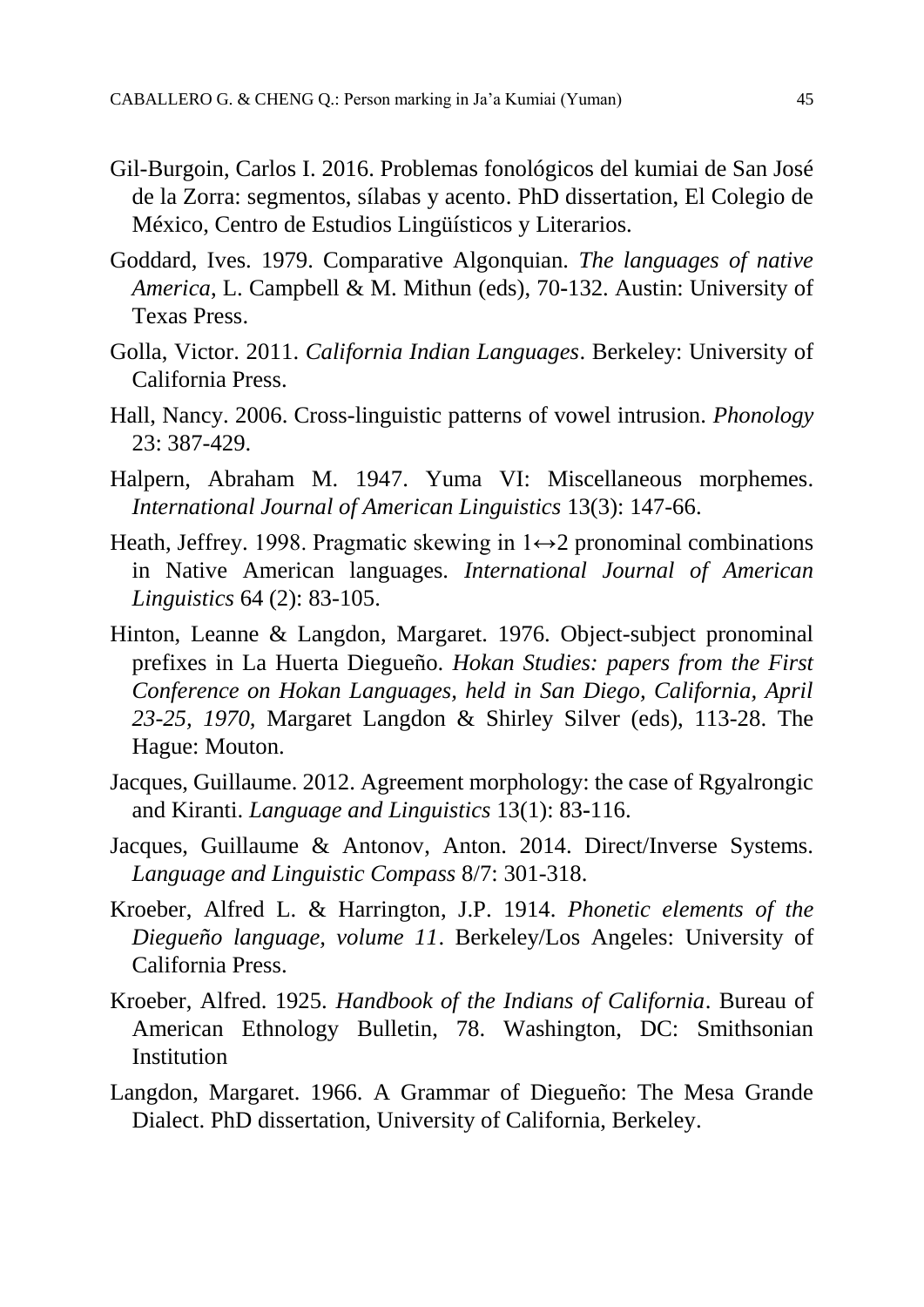Gil-Burgoin, Carlos I. 2016. Problemas fonológicos del kumiai de San José de la Zorra: segmentos, sílabas y acento. PhD dissertation, El Colegio de México, Centro de Estudios Lingüísticos y Literarios.

Goddard, Ives. 1979. Comparative Algonquian. *The languages of native America*, L. Campbell & M. Mithun (eds), 70-132. Austin: University of Texas Press.

Golla, Victor. 2011. *California Indian Languages*. Berkeley: University of California Press.

Hall, Nancy. 2006. Cross-linguistic patterns of vowel intrusion. *Phonology* 23: 387-429.

Halpern, Abraham M. 1947. Yuma VI: Miscellaneous morphemes. *International Journal of American Linguistics* 13(3): 147-66.

Heath, Jeffrey. 1998. Pragmatic skewing in 1↔2 pronominal combinations in Native American languages. *International Journal of American Linguistics* 64 (2): 83-105.

Hinton, Leanne & Langdon, Margaret. 1976. Object-subject pronominal prefixes in La Huerta Diegueño. *Hokan Studies: papers from the First Conference on Hokan Languages, held in San Diego, California, April 23-25, 1970*, Margaret Langdon & Shirley Silver (eds), 113-28. The Hague: Mouton.

Jacques, Guillaume. 2012. Agreement morphology: the case of Rgyalrongic and Kiranti. *Language and Linguistics* 13(1): 83-116.

Jacques, Guillaume & Antonov, Anton. 2014. Direct/Inverse Systems. *Language and Linguistic Compass* 8/7: 301-318.

Kroeber, Alfred L. & Harrington, J.P. 1914. *Phonetic elements of the Diegueño language, volume 11*. Berkeley/Los Angeles: University of California Press.

Kroeber, Alfred. 1925. *Handbook of the Indians of California*. Bureau of American Ethnology Bulletin, 78. Washington, DC: Smithsonian Institution

Langdon, Margaret. 1966. A Grammar of Diegueño: The Mesa Grande Dialect. PhD dissertation, University of California, Berkeley.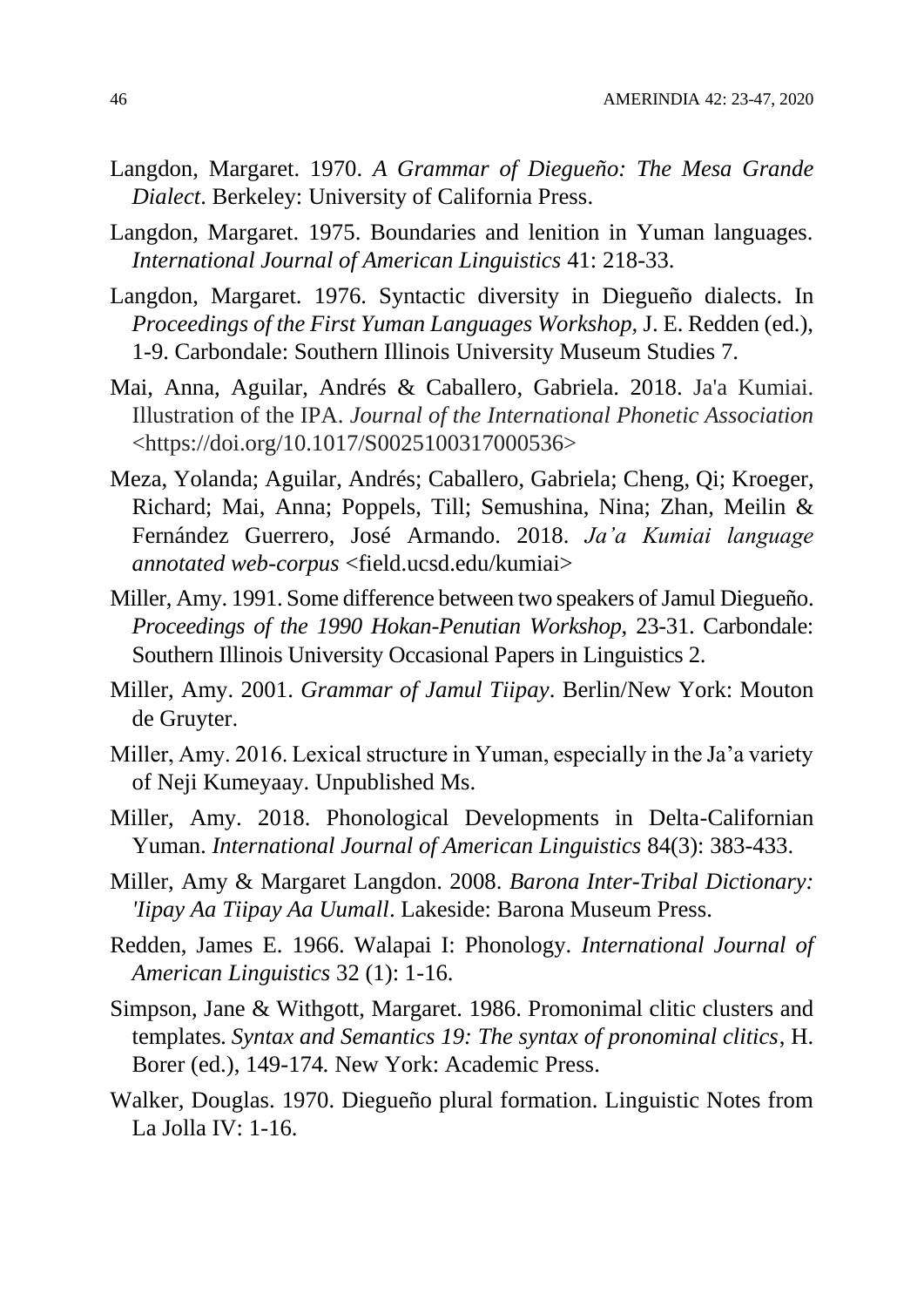Langdon, Margaret. 1970. *A Grammar of Diegueño: The Mesa Grande Dialect*. Berkeley: University of California Press.

Langdon, Margaret. 1975. Boundaries and lenition in Yuman languages. *International Journal of American Linguistics* 41: 218-33.

Langdon, Margaret. 1976. Syntactic diversity in Diegueño dialects. In *Proceedings of the First Yuman Languages Workshop*, J. E. Redden (ed.), 1-9. Carbondale: Southern Illinois University Museum Studies 7.

Mai, Anna, Aguilar, Andrés & Caballero, Gabriela. 2018. Ja'a Kumiai. Illustration of the IPA. *Journal of the International Phonetic Association* <https://doi.org/10.1017/S0025100317000536>

Meza, Yolanda; Aguilar, Andrés; Caballero, Gabriela; Cheng, Qi; Kroeger, Richard; Mai, Anna; Poppels, Till; Semushina, Nina; Zhan, Meilin & Fernández Guerrero, José Armando. 2018. *Ja'a Kumiai language annotated web-corpus* <field.ucsd.edu/kumiai>

Miller, Amy. 1991. Some difference between two speakers of Jamul Diegueño. *Proceedings of the 1990 Hokan-Penutian Workshop*, 23-31. Carbondale: Southern Illinois University Occasional Papers in Linguistics 2.

Miller, Amy. 2001. *Grammar of Jamul Tiipay*. Berlin/New York: Mouton de Gruyter.

Miller, Amy. 2016. Lexical structure in Yuman, especially in the Ja'a variety of Neji Kumeyaay. Unpublished Ms.

Miller, Amy. 2018. Phonological Developments in Delta-Californian Yuman. *International Journal of American Linguistics* 84(3): 383-433.

Miller, Amy & Margaret Langdon. 2008. *Barona Inter-Tribal Dictionary: 'Iipay Aa Tiipay Aa Uumall*. Lakeside: Barona Museum Press.

Redden, James E. 1966. Walapai I: Phonology. *International Journal of American Linguistics* 32 (1): 1-16.

Simpson, Jane & Withgott, Margaret. 1986. Promonimal clitic clusters and templates. *Syntax and Semantics 19: The syntax of pronominal clitics*, H. Borer (ed.), 149-174. New York: Academic Press.

Walker, Douglas. 1970. Diegueño plural formation. Linguistic Notes from La Jolla IV: 1-16.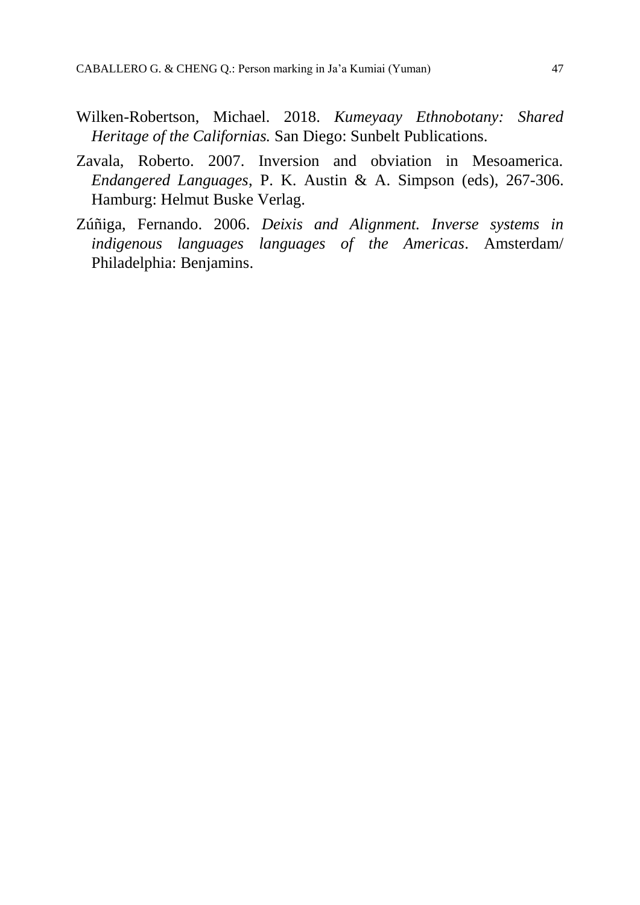Wilken-Robertson, Michael. 2018. *Kumeyaay Ethnobotany: Shared Heritage of the Californias.* San Diego: Sunbelt Publications.

Zavala, Roberto. 2007. Inversion and obviation in Mesoamerica. *Endangered Languages*, P. K. Austin & A. Simpson (eds), 267-306. Hamburg: Helmut Buske Verlag.

Zúñiga, Fernando. 2006. *Deixis and Alignment. Inverse systems in indigenous languages languages of the Americas*. Amsterdam/ Philadelphia: Benjamins.